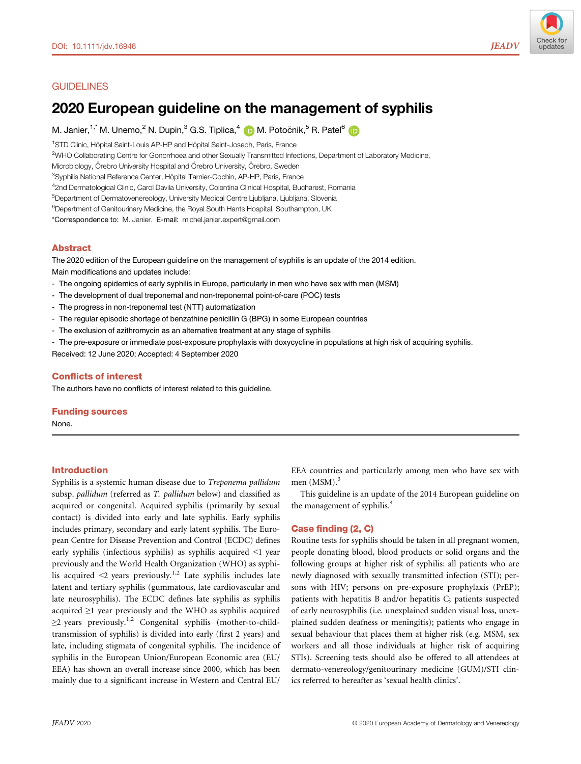GUIDELINES

# 2020 European guideline on the management of syphilis

M. Janier,[1,*] M. Unemo,[2] N. Dupin,[3] G.S. Tiplica,[4] M. Potočnik,[5] R. Patel[6]

[1]STD Clinic, Hôpital Saint-Louis AP-HP and Hôpital Saint-Joseph, Paris, France

[2]WHO Collaborating Centre for Gonorrhoea and other Sexually Transmitted Infections, Department of Laboratory Medicine, Microbiology, Örebro University Hospital and Örebro University, Örebro, Sweden

[3]Syphilis National Reference Center, Hôpital Tarnier-Cochin, AP-HP, Paris, France

[4]2nd Dermatological Clinic, Carol Davila University, Colentina Clinical Hospital, Bucharest, Romania

[5]Department of Dermatovenereology, University Medical Centre Ljubljana, Ljubljana, Slovenia

[6]Department of Genitourinary Medicine, the Royal South Hants Hospital, Southampton, UK

*Correspondence to: M. Janier. E-mail: michel.janier.expert@gmail.com

## Abstract

The 2020 edition of the European guideline on the management of syphilis is an update of the 2014 edition.

Main modifications and updates include:

- The ongoing epidemics of early syphilis in Europe, particularly in men who have sex with men (MSM)
- The development of dual treponemal and non-treponemal point-of-care (POC) tests
- The progress in non-treponemal test (NTT) automatization
- The regular episodic shortage of benzathine penicillin G (BPG) in some European countries
- The exclusion of azithromycin as an alternative treatment at any stage of syphilis
- The pre-exposure or immediate post-exposure prophylaxis with doxycycline in populations at high risk of acquiring syphilis.

Received: 12 June 2020; Accepted: 4 September 2020

## Conflicts of interest

The authors have no conflicts of interest related to this guideline.

## Funding sources

None.

## Introduction

Syphilis is a systemic human disease due to *Treponema pallidum* subsp. *pallidum* (referred as *T. pallidum* below) and classified as acquired or congenital. Acquired syphilis (primarily by sexual contact) is divided into early and late syphilis. Early syphilis includes primary, secondary and early latent syphilis. The European Centre for Disease Prevention and Control (ECDC) defines early syphilis (infectious syphilis) as syphilis acquired <1 year previously and the World Health Organization (WHO) as syphilis acquired <2 years previously.[1,2] Late syphilis includes late latent and tertiary syphilis (gummatous, late cardiovascular and late neurosyphilis). The ECDC defines late syphilis as syphilis acquired ≥1 year previously and the WHO as syphilis acquired ≥2 years previously.[1,2] Congenital syphilis (mother-to-child-transmission of syphilis) is divided into early (first 2 years) and late, including stigmata of congenital syphilis. The incidence of syphilis in the European Union/European Economic area (EU/EEA) has shown an overall increase since 2000, which has been mainly due to a significant increase in Western and Central EU/EEA countries and particularly among men who have sex with men (MSM).[3]

This guideline is an update of the 2014 European guideline on the management of syphilis.[4]

## Case finding (2, C)

Routine tests for syphilis should be taken in all pregnant women, people donating blood, blood products or solid organs and the following groups at higher risk of syphilis: all patients who are newly diagnosed with sexually transmitted infection (STI); persons with HIV; persons on pre-exposure prophylaxis (PrEP); patients with hepatitis B and/or hepatitis C; patients suspected of early neurosyphilis (i.e. unexplained sudden visual loss, unexplained sudden deafness or meningitis); patients who engage in sexual behaviour that places them at higher risk (e.g. MSM, sex workers and all those individuals at higher risk of acquiring STIs). Screening tests should also be offered to all attendees at dermato-venereology/genitourinary medicine (GUM)/STI clinics referred to hereafter as 'sexual health clinics'.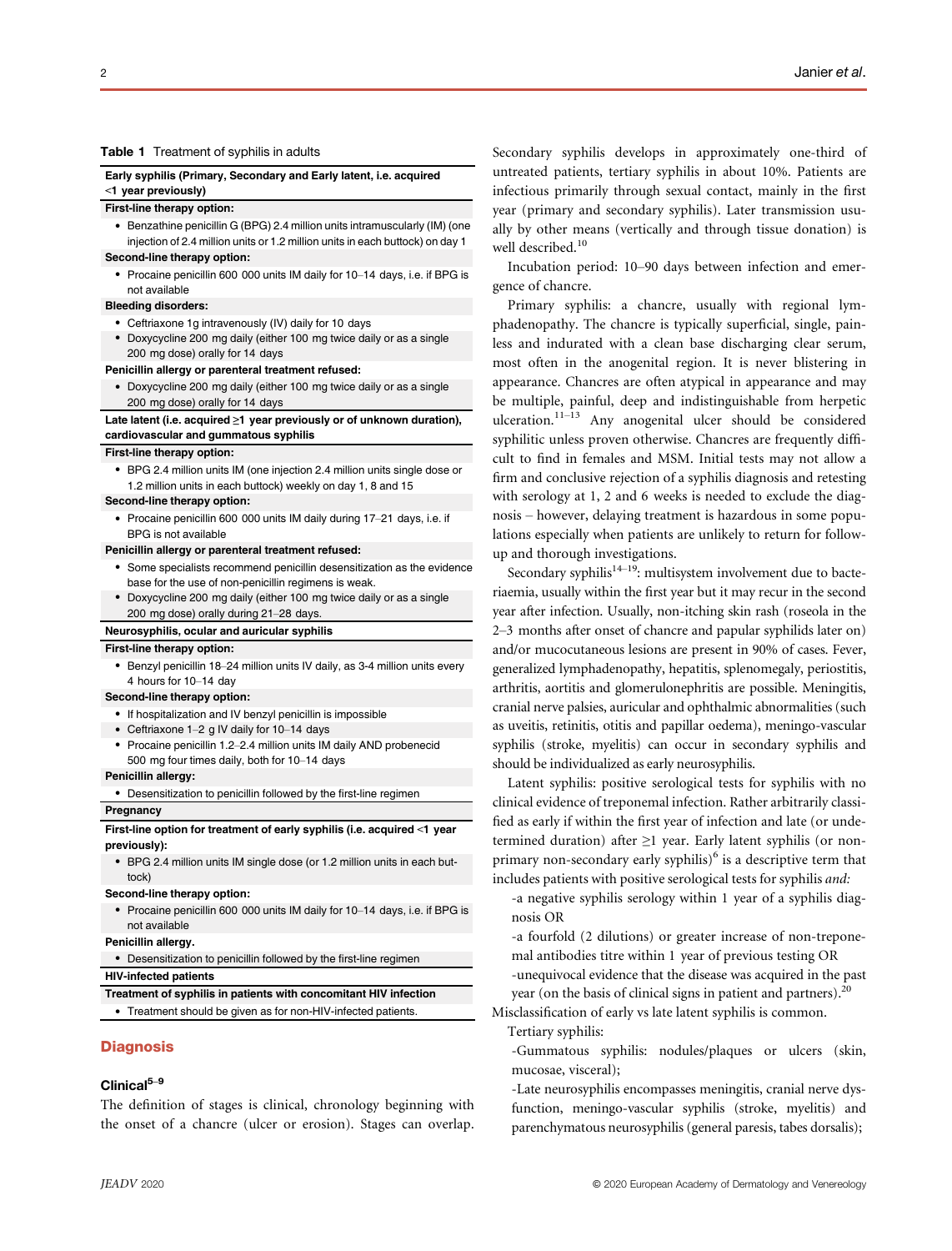**Table 1** Treatment of syphilis in adults

| **Early syphilis (Primary, Secondary and Early latent, i.e. acquired <1 year previously)** |
|---|
| **First-line therapy option:** |
| • Benzathine penicillin G (BPG) 2.4 million units intramuscularly (IM) (one injection of 2.4 million units or 1.2 million units in each buttock) on day 1 |
| **Second-line therapy option:** |
| • Procaine penicillin 600 000 units IM daily for 10–14 days, i.e. if BPG is not available |
| **Bleeding disorders:** |
| • Ceftriaxone 1g intravenously (IV) daily for 10 days |
| • Doxycycline 200 mg daily (either 100 mg twice daily or as a single 200 mg dose) orally for 14 days |
| **Penicillin allergy or parenteral treatment refused:** |
| • Doxycycline 200 mg daily (either 100 mg twice daily or as a single 200 mg dose) orally for 14 days |
| **Late latent (i.e. acquired ≥1 year previously or of unknown duration), cardiovascular and gummatous syphilis** |
| **First-line therapy option:** |
| • BPG 2.4 million units IM (one injection 2.4 million units single dose or 1.2 million units in each buttock) weekly on day 1, 8 and 15 |
| **Second-line therapy option:** |
| • Procaine penicillin 600 000 units IM daily during 17–21 days, i.e. if BPG is not available |
| **Penicillin allergy or parenteral treatment refused:** |
| • Some specialists recommend penicillin desensitization as the evidence base for the use of non-penicillin regimens is weak. |
| • Doxycycline 200 mg daily (either 100 mg twice daily or as a single 200 mg dose) orally during 21–28 days. |
| **Neurosyphilis, ocular and auricular syphilis** |
| **First-line therapy option:** |
| • Benzyl penicillin 18–24 million units IV daily, as 3-4 million units every 4 hours for 10–14 day |
| **Second-line therapy option:** |
| • If hospitalization and IV benzyl penicillin is impossible |
| • Ceftriaxone 1–2 g IV daily for 10–14 days |
| • Procaine penicillin 1.2–2.4 million units IM daily AND probenecid 500 mg four times daily, both for 10–14 days |
| **Penicillin allergy:** |
| • Desensitization to penicillin followed by the first-line regimen |
| **Pregnancy** |
| **First-line option for treatment of early syphilis (i.e. acquired <1 year previously):** |
| • BPG 2.4 million units IM single dose (or 1.2 million units in each buttock) |
| **Second-line therapy option:** |
| • Procaine penicillin 600 000 units IM daily for 10–14 days, i.e. if BPG is not available |
| **Penicillin allergy.** |
| • Desensitization to penicillin followed by the first-line regimen |
| **HIV-infected patients** |
| **Treatment of syphilis in patients with concomitant HIV infection** |
| • Treatment should be given as for non-HIV-infected patients. |

## Diagnosis

### Clinical[5–9]

The definition of stages is clinical, chronology beginning with the onset of a chancre (ulcer or erosion). Stages can overlap. Secondary syphilis develops in approximately one-third of untreated patients, tertiary syphilis in about 10%. Patients are infectious primarily through sexual contact, mainly in the first year (primary and secondary syphilis). Later transmission usually by other means (vertically and through tissue donation) is well described.[10]

Incubation period: 10–90 days between infection and emergence of chancre.

Primary syphilis: a chancre, usually with regional lymphadenopathy. The chancre is typically superficial, single, painless and indurated with a clean base discharging clear serum, most often in the anogenital region. It is never blistering in appearance. Chancres are often atypical in appearance and may be multiple, painful, deep and indistinguishable from herpetic ulceration.[11–13] Any anogenital ulcer should be considered syphilitic unless proven otherwise. Chancres are frequently difficult to find in females and MSM. Initial tests may not allow a firm and conclusive rejection of a syphilis diagnosis and retesting with serology at 1, 2 and 6 weeks is needed to exclude the diagnosis – however, delaying treatment is hazardous in some populations especially when patients are unlikely to return for follow-up and thorough investigations.

Secondary syphilis[14–19]: multisystem involvement due to bacteriaemia, usually within the first year but it may recur in the second year after infection. Usually, non-itching skin rash (roseola in the 2–3 months after onset of chancre and papular syphilids later on) and/or mucocutaneous lesions are present in 90% of cases. Fever, generalized lymphadenopathy, hepatitis, splenomegaly, periostitis, arthritis, aortitis and glomerulonephritis are possible. Meningitis, cranial nerve palsies, auricular and ophthalmic abnormalities (such as uveitis, retinitis, otitis and papillar oedema), meningo-vascular syphilis (stroke, myelitis) can occur in secondary syphilis and should be individualized as early neurosyphilis.

Latent syphilis: positive serological tests for syphilis with no clinical evidence of treponemal infection. Rather arbitrarily classified as early if within the first year of infection and late (or undetermined duration) after ≥1 year. Early latent syphilis (or non-primary non-secondary early syphilis)[6] is a descriptive term that includes patients with positive serological tests for syphilis *and:*

-a negative syphilis serology within 1 year of a syphilis diagnosis OR

-a fourfold (2 dilutions) or greater increase of non-treponemal antibodies titre within 1 year of previous testing OR

-unequivocal evidence that the disease was acquired in the past year (on the basis of clinical signs in patient and partners).[20]

Misclassification of early vs late latent syphilis is common.

Tertiary syphilis:

-Gummatous syphilis: nodules/plaques or ulcers (skin, mucosae, visceral);

-Late neurosyphilis encompasses meningitis, cranial nerve dysfunction, meningo-vascular syphilis (stroke, myelitis) and parenchymatous neurosyphilis (general paresis, tabes dorsalis);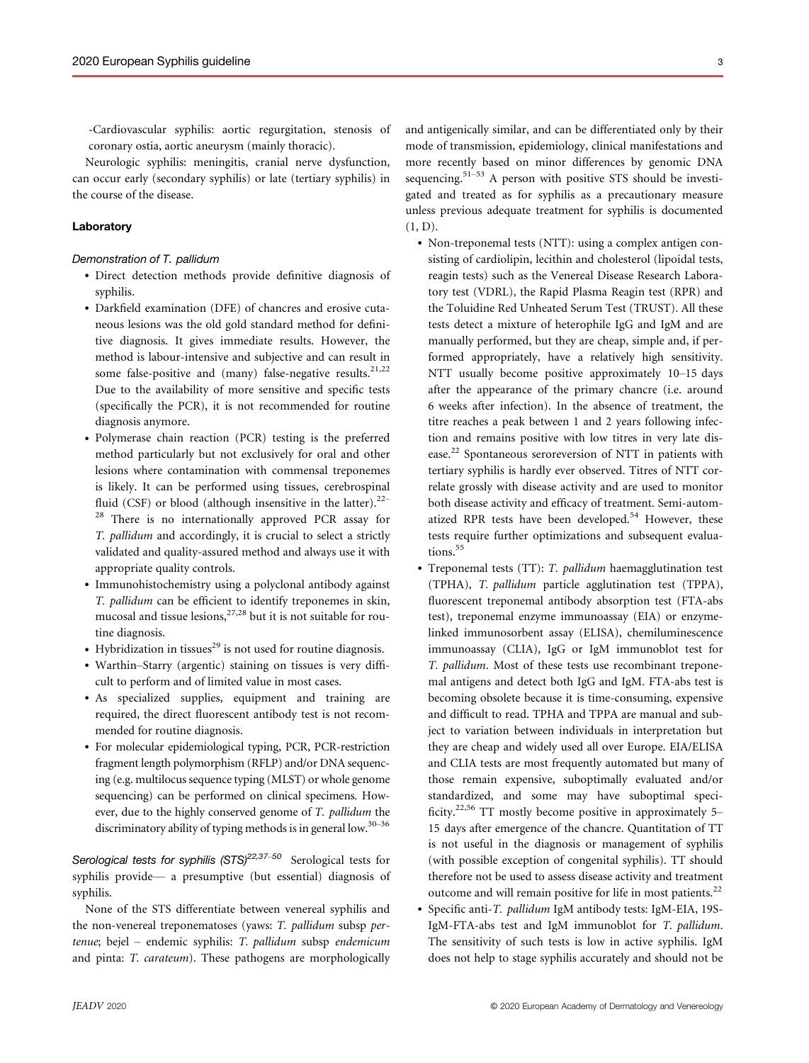-Cardiovascular syphilis: aortic regurgitation, stenosis of coronary ostia, aortic aneurysm (mainly thoracic).

Neurologic syphilis: meningitis, cranial nerve dysfunction, can occur early (secondary syphilis) or late (tertiary syphilis) in the course of the disease.

### Laboratory

#### *Demonstration of T. pallidum*

- Direct detection methods provide definitive diagnosis of syphilis.
- Darkfield examination (DFE) of chancres and erosive cutaneous lesions was the old gold standard method for definitive diagnosis. It gives immediate results. However, the method is labour-intensive and subjective and can result in some false-positive and (many) false-negative results.[21,22] Due to the availability of more sensitive and specific tests (specifically the PCR), it is not recommended for routine diagnosis anymore.
- Polymerase chain reaction (PCR) testing is the preferred method particularly but not exclusively for oral and other lesions where contamination with commensal treponemes is likely. It can be performed using tissues, cerebrospinal fluid (CSF) or blood (although insensitive in the latter).[22–28] There is no internationally approved PCR assay for *T. pallidum* and accordingly, it is crucial to select a strictly validated and quality-assured method and always use it with appropriate quality controls.
- Immunohistochemistry using a polyclonal antibody against *T. pallidum* can be efficient to identify treponemes in skin, mucosal and tissue lesions,[27,28] but it is not suitable for routine diagnosis.
- Hybridization in tissues[29] is not used for routine diagnosis.
- Warthin–Starry (argentic) staining on tissues is very difficult to perform and of limited value in most cases.
- As specialized supplies, equipment and training are required, the direct fluorescent antibody test is not recommended for routine diagnosis.
- For molecular epidemiological typing, PCR, PCR-restriction fragment length polymorphism (RFLP) and/or DNA sequencing (e.g. multilocus sequence typing (MLST) or whole genome sequencing) can be performed on clinical specimens. However, due to the highly conserved genome of *T. pallidum* the discriminatory ability of typing methods is in general low.[30–36]

*Serological tests for syphilis (STS)*[22,37–50] Serological tests for syphilis provide— a presumptive (but essential) diagnosis of syphilis.

None of the STS differentiate between venereal syphilis and the non-venereal treponematoses (yaws: *T. pallidum* subsp *pertenue*; bejel – endemic syphilis: *T. pallidum* subsp *endemicum* and pinta: *T. carateum*). These pathogens are morphologically and antigenically similar, and can be differentiated only by their mode of transmission, epidemiology, clinical manifestations and more recently based on minor differences by genomic DNA sequencing.[51–53] A person with positive STS should be investigated and treated as for syphilis as a precautionary measure unless previous adequate treatment for syphilis is documented (1, D).

- Non-treponemal tests (NTT): using a complex antigen consisting of cardiolipin, lecithin and cholesterol (lipoidal tests, reagin tests) such as the Venereal Disease Research Laboratory test (VDRL), the Rapid Plasma Reagin test (RPR) and the Toluidine Red Unheated Serum Test (TRUST). All these tests detect a mixture of heterophile IgG and IgM and are manually performed, but they are cheap, simple and, if performed appropriately, have a relatively high sensitivity. NTT usually become positive approximately 10–15 days after the appearance of the primary chancre (i.e. around 6 weeks after infection). In the absence of treatment, the titre reaches a peak between 1 and 2 years following infection and remains positive with low titres in very late disease.[22] Spontaneous seroreversion of NTT in patients with tertiary syphilis is hardly ever observed. Titres of NTT correlate grossly with disease activity and are used to monitor both disease activity and efficacy of treatment. Semi-automatized RPR tests have been developed.[54] However, these tests require further optimizations and subsequent evaluations.[55]
- Treponemal tests (TT): *T. pallidum* haemagglutination test (TPHA), *T. pallidum* particle agglutination test (TPPA), fluorescent treponemal antibody absorption test (FTA-abs test), treponemal enzyme immunoassay (EIA) or enzyme-linked immunosorbent assay (ELISA), chemiluminescence immunoassay (CLIA), IgG or IgM immunoblot test for *T. pallidum*. Most of these tests use recombinant treponemal antigens and detect both IgG and IgM. FTA-abs test is becoming obsolete because it is time-consuming, expensive and difficult to read. TPHA and TPPA are manual and subject to variation between individuals in interpretation but they are cheap and widely used all over Europe. EIA/ELISA and CLIA tests are most frequently automated but many of those remain expensive, suboptimally evaluated and/or standardized, and some may have suboptimal specificity.[22,56] TT mostly become positive in approximately 5–15 days after emergence of the chancre. Quantitation of TT is not useful in the diagnosis or management of syphilis (with possible exception of congenital syphilis). TT should therefore not be used to assess disease activity and treatment outcome and will remain positive for life in most patients.[22]
- Specific anti-*T. pallidum* IgM antibody tests: IgM-EIA, 19S-IgM-FTA-abs test and IgM immunoblot for *T. pallidum*. The sensitivity of such tests is low in active syphilis. IgM does not help to stage syphilis accurately and should not be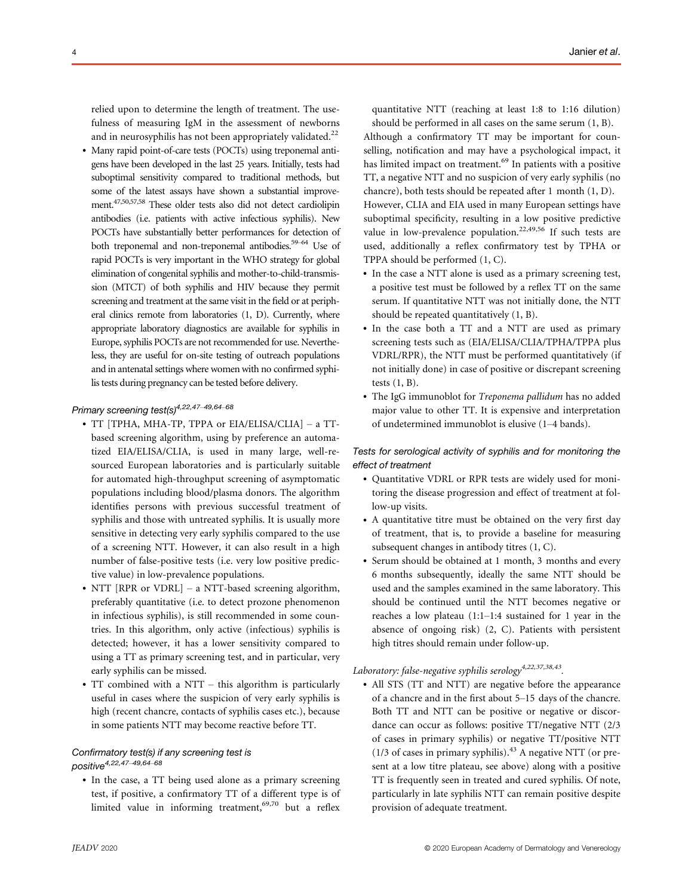relied upon to determine the length of treatment. The usefulness of measuring IgM in the assessment of newborns and in neurosyphilis has not been appropriately validated.[22]

- Many rapid point-of-care tests (POCTs) using treponemal antigens have been developed in the last 25 years. Initially, tests had suboptimal sensitivity compared to traditional methods, but some of the latest assays have shown a substantial improvement.[47,50,57,58] These older tests also did not detect cardiolipin antibodies (i.e. patients with active infectious syphilis). New POCTs have substantially better performances for detection of both treponemal and non-treponemal antibodies.[59–64] Use of rapid POCTs is very important in the WHO strategy for global elimination of congenital syphilis and mother-to-child-transmission (MTCT) of both syphilis and HIV because they permit screening and treatment at the same visit in the field or at peripheral clinics remote from laboratories (1, D). Currently, where appropriate laboratory diagnostics are available for syphilis in Europe, syphilis POCTs are not recommended for use. Nevertheless, they are useful for on-site testing of outreach populations and in antenatal settings where women with no confirmed syphilis tests during pregnancy can be tested before delivery.

#### *Primary screening test(s)*[4,22,47–49,64–68]

- TT [TPHA, MHA-TP, TPPA or EIA/ELISA/CLIA] – a TT-based screening algorithm, using by preference an automatized EIA/ELISA/CLIA, is used in many large, well-resourced European laboratories and is particularly suitable for automated high-throughput screening of asymptomatic populations including blood/plasma donors. The algorithm identifies persons with previous successful treatment of syphilis and those with untreated syphilis. It is usually more sensitive in detecting very early syphilis compared to the use of a screening NTT. However, it can also result in a high number of false-positive tests (i.e. very low positive predictive value) in low-prevalence populations.
- NTT [RPR or VDRL] – a NTT-based screening algorithm, preferably quantitative (i.e. to detect prozone phenomenon in infectious syphilis), is still recommended in some countries. In this algorithm, only active (infectious) syphilis is detected; however, it has a lower sensitivity compared to using a TT as primary screening test, and in particular, very early syphilis can be missed.
- TT combined with a NTT – this algorithm is particularly useful in cases where the suspicion of very early syphilis is high (recent chancre, contacts of syphilis cases etc.), because in some patients NTT may become reactive before TT.

#### *Confirmatory test(s) if any screening test is positive*[4,22,47–49,64–68]

- In the case, a TT being used alone as a primary screening test, if positive, a confirmatory TT of a different type is of limited value in informing treatment,[69,70] but a reflex quantitative NTT (reaching at least 1:8 to 1:16 dilution) should be performed in all cases on the same serum (1, B).

Although a confirmatory TT may be important for counselling, notification and may have a psychological impact, it has limited impact on treatment.[69] In patients with a positive TT, a negative NTT and no suspicion of very early syphilis (no chancre), both tests should be repeated after 1 month (1, D).

However, CLIA and EIA used in many European settings have suboptimal specificity, resulting in a low positive predictive value in low-prevalence population.[22,49,56] If such tests are used, additionally a reflex confirmatory test by TPHA or TPPA should be performed (1, C).

- In the case a NTT alone is used as a primary screening test, a positive test must be followed by a reflex TT on the same serum. If quantitative NTT was not initially done, the NTT should be repeated quantitatively (1, B).
- In the case both a TT and a NTT are used as primary screening tests such as (EIA/ELISA/CLIA/TPHA/TPPA plus VDRL/RPR), the NTT must be performed quantitatively (if not initially done) in case of positive or discrepant screening tests (1, B).
- The IgG immunoblot for *Treponema pallidum* has no added major value to other TT. It is expensive and interpretation of undetermined immunoblot is elusive (1–4 bands).

#### *Tests for serological activity of syphilis and for monitoring the effect of treatment*

- Quantitative VDRL or RPR tests are widely used for monitoring the disease progression and effect of treatment at follow-up visits.
- A quantitative titre must be obtained on the very first day of treatment, that is, to provide a baseline for measuring subsequent changes in antibody titres (1, C).
- Serum should be obtained at 1 month, 3 months and every 6 months subsequently, ideally the same NTT should be used and the samples examined in the same laboratory. This should be continued until the NTT becomes negative or reaches a low plateau (1:1–1:4 sustained for 1 year in the absence of ongoing risk) (2, C). Patients with persistent high titres should remain under follow-up.

#### *Laboratory: false-negative syphilis serology*[4,22,37,38,43].

- All STS (TT and NTT) are negative before the appearance of a chancre and in the first about 5–15 days of the chancre. Both TT and NTT can be positive or negative or discordance can occur as follows: positive TT/negative NTT (2/3 of cases in primary syphilis) or negative TT/positive NTT (1/3 of cases in primary syphilis).[43] A negative NTT (or present at a low titre plateau, see above) along with a positive TT is frequently seen in treated and cured syphilis. Of note, particularly in late syphilis NTT can remain positive despite provision of adequate treatment.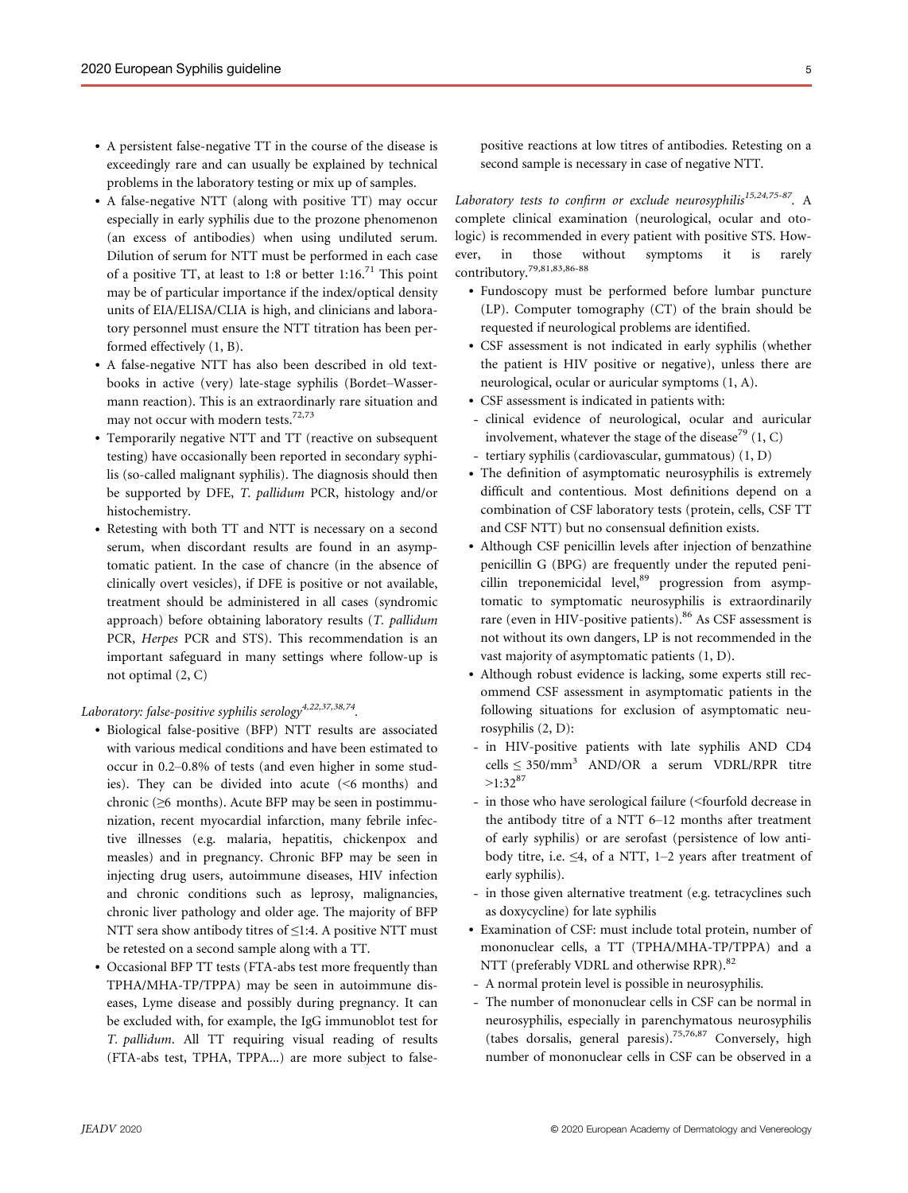- A persistent false-negative TT in the course of the disease is exceedingly rare and can usually be explained by technical problems in the laboratory testing or mix up of samples.
- A false-negative NTT (along with positive TT) may occur especially in early syphilis due to the prozone phenomenon (an excess of antibodies) when using undiluted serum. Dilution of serum for NTT must be performed in each case of a positive TT, at least to 1:8 or better 1:16.[71] This point may be of particular importance if the index/optical density units of EIA/ELISA/CLIA is high, and clinicians and laboratory personnel must ensure the NTT titration has been performed effectively (1, B).
- A false-negative NTT has also been described in old textbooks in active (very) late-stage syphilis (Bordet–Wassermann reaction). This is an extraordinary rare situation and may not occur with modern tests.[72,73]
- Temporarily negative NTT and TT (reactive on subsequent testing) have occasionally been reported in secondary syphilis (so-called malignant syphilis). The diagnosis should then be supported by DFE, *T. pallidum* PCR, histology and/or histochemistry.
- Retesting with both TT and NTT is necessary on a second serum, when discordant results are found in an asymptomatic patient. In the case of chancre (in the absence of clinically overt vesicles), if DFE is positive or not available, treatment should be administered in all cases (syndromic approach) before obtaining laboratory results (*T. pallidum* PCR, *Herpes* PCR and STS). This recommendation is an important safeguard in many settings where follow-up is not optimal (2, C)

*Laboratory: false-positive syphilis serology*[4,22,37,38,74].

- Biological false-positive (BFP) NTT results are associated with various medical conditions and have been estimated to occur in 0.2–0.8% of tests (and even higher in some studies). They can be divided into acute (<6 months) and chronic (≥6 months). Acute BFP may be seen in postimmunization, recent myocardial infarction, many febrile infective illnesses (e.g. malaria, hepatitis, chickenpox and measles) and in pregnancy. Chronic BFP may be seen in injecting drug users, autoimmune diseases, HIV infection and chronic conditions such as leprosy, malignancies, chronic liver pathology and older age. The majority of BFP NTT sera show antibody titres of ≤1:4. A positive NTT must be retested on a second sample along with a TT.
- Occasional BFP TT tests (FTA-abs test more frequently than TPHA/MHA-TP/TPPA) may be seen in autoimmune diseases, Lyme disease and possibly during pregnancy. It can be excluded with, for example, the IgG immunoblot test for *T. pallidum*. All TT requiring visual reading of results (FTA-abs test, TPHA, TPPA...) are more subject to false-positive reactions at low titres of antibodies. Retesting on a second sample is necessary in case of negative NTT.

*Laboratory tests to confirm or exclude neurosyphilis*[15,24,75-87]. A complete clinical examination (neurological, ocular and otologic) is recommended in every patient with positive STS. However, in those without symptoms it is rarely contributory.[79,81,83,86-88]

- Fundoscopy must be performed before lumbar puncture (LP). Computer tomography (CT) of the brain should be requested if neurological problems are identified.
- CSF assessment is not indicated in early syphilis (whether the patient is HIV positive or negative), unless there are neurological, ocular or auricular symptoms (1, A).
- CSF assessment is indicated in patients with:
  - clinical evidence of neurological, ocular and auricular involvement, whatever the stage of the disease[79] (1, C)
  - tertiary syphilis (cardiovascular, gummatous) (1, D)
- The definition of asymptomatic neurosyphilis is extremely difficult and contentious. Most definitions depend on a combination of CSF laboratory tests (protein, cells, CSF TT and CSF NTT) but no consensual definition exists.
- Although CSF penicillin levels after injection of benzathine penicillin G (BPG) are frequently under the reputed penicillin treponemicidal level,[89] progression from asymptomatic to symptomatic neurosyphilis is extraordinarily rare (even in HIV-positive patients).[86] As CSF assessment is not without its own dangers, LP is not recommended in the vast majority of asymptomatic patients (1, D).
- Although robust evidence is lacking, some experts still recommend CSF assessment in asymptomatic patients in the following situations for exclusion of asymptomatic neurosyphilis (2, D):
  - in HIV-positive patients with late syphilis AND CD4 cells ≤ 350/mm$^3$ AND/OR a serum VDRL/RPR titre >1:32[87]
  - in those who have serological failure (<fourfold decrease in the antibody titre of a NTT 6–12 months after treatment of early syphilis) or are serofast (persistence of low antibody titre, i.e. ≤4, of a NTT, 1–2 years after treatment of early syphilis).
  - in those given alternative treatment (e.g. tetracyclines such as doxycycline) for late syphilis
- Examination of CSF: must include total protein, number of mononuclear cells, a TT (TPHA/MHA-TP/TPPA) and a NTT (preferably VDRL and otherwise RPR).[82]
  - A normal protein level is possible in neurosyphilis.
  - The number of mononuclear cells in CSF can be normal in neurosyphilis, especially in parenchymatous neurosyphilis (tabes dorsalis, general paresis).[75,76,87] Conversely, high number of mononuclear cells in CSF can be observed in a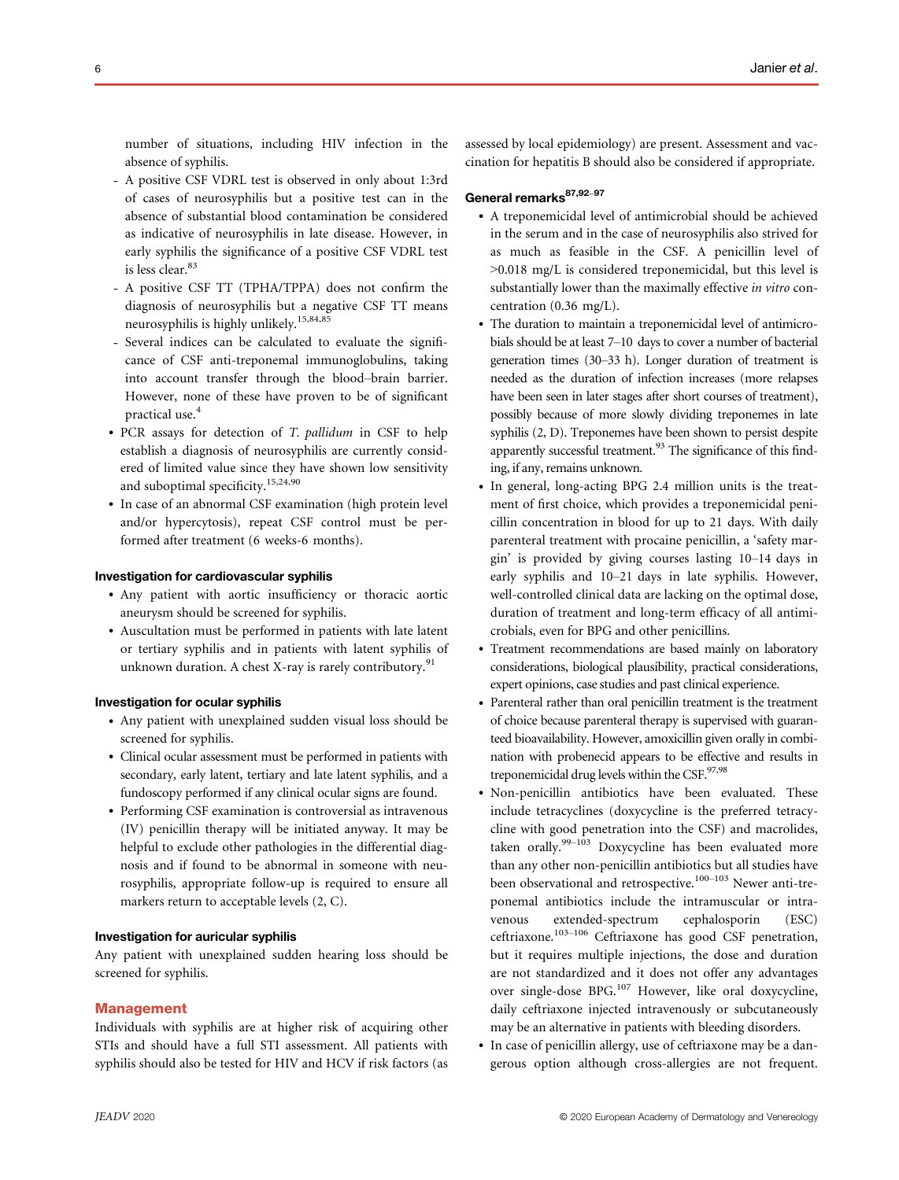number of situations, including HIV infection in the absence of syphilis.

- A positive CSF VDRL test is observed in only about 1:3rd of cases of neurosyphilis but a positive test can in the absence of substantial blood contamination be considered as indicative of neurosyphilis in late disease. However, in early syphilis the significance of a positive CSF VDRL test is less clear.[83]
- A positive CSF TT (TPHA/TPPA) does not confirm the diagnosis of neurosyphilis but a negative CSF TT means neurosyphilis is highly unlikely.[15,84,85]
- Several indices can be calculated to evaluate the significance of CSF anti-treponemal immunoglobulins, taking into account transfer through the blood–brain barrier. However, none of these have proven to be of significant practical use.[4]

- PCR assays for detection of *T. pallidum* in CSF to help establish a diagnosis of neurosyphilis are currently considered of limited value since they have shown low sensitivity and suboptimal specificity.[15,24,90]
- In case of an abnormal CSF examination (high protein level and/or hypercytosis), repeat CSF control must be performed after treatment (6 weeks-6 months).

#### Investigation for cardiovascular syphilis

- Any patient with aortic insufficiency or thoracic aortic aneurysm should be screened for syphilis.
- Auscultation must be performed in patients with late latent or tertiary syphilis and in patients with latent syphilis of unknown duration. A chest X-ray is rarely contributory.[91]

#### Investigation for ocular syphilis

- Any patient with unexplained sudden visual loss should be screened for syphilis.
- Clinical ocular assessment must be performed in patients with secondary, early latent, tertiary and late latent syphilis, and a fundoscopy performed if any clinical ocular signs are found.
- Performing CSF examination is controversial as intravenous (IV) penicillin therapy will be initiated anyway. It may be helpful to exclude other pathologies in the differential diagnosis and if found to be abnormal in someone with neurosyphilis, appropriate follow-up is required to ensure all markers return to acceptable levels (2, C).

#### Investigation for auricular syphilis

Any patient with unexplained sudden hearing loss should be screened for syphilis.

## Management

Individuals with syphilis are at higher risk of acquiring other STIs and should have a full STI assessment. All patients with syphilis should also be tested for HIV and HCV if risk factors (as assessed by local epidemiology) are present. Assessment and vaccination for hepatitis B should also be considered if appropriate.

#### General remarks[87,92–97]

- A treponemicidal level of antimicrobial should be achieved in the serum and in the case of neurosyphilis also strived for as much as feasible in the CSF. A penicillin level of >0.018 mg/L is considered treponemicidal, but this level is substantially lower than the maximally effective *in vitro* concentration (0.36 mg/L).
- The duration to maintain a treponemicidal level of antimicrobials should be at least 7–10 days to cover a number of bacterial generation times (30–33 h). Longer duration of treatment is needed as the duration of infection increases (more relapses have been seen in later stages after short courses of treatment), possibly because of more slowly dividing treponemes in late syphilis (2, D). Treponemes have been shown to persist despite apparently successful treatment.[93] The significance of this finding, if any, remains unknown.
- In general, long-acting BPG 2.4 million units is the treatment of first choice, which provides a treponemicidal penicillin concentration in blood for up to 21 days. With daily parenteral treatment with procaine penicillin, a 'safety margin' is provided by giving courses lasting 10–14 days in early syphilis and 10–21 days in late syphilis. However, well-controlled clinical data are lacking on the optimal dose, duration of treatment and long-term efficacy of all antimicrobials, even for BPG and other penicillins.
- Treatment recommendations are based mainly on laboratory considerations, biological plausibility, practical considerations, expert opinions, case studies and past clinical experience.
- Parenteral rather than oral penicillin treatment is the treatment of choice because parenteral therapy is supervised with guaranteed bioavailability. However, amoxicillin given orally in combination with probenecid appears to be effective and results in treponemicidal drug levels within the CSF.[97,98]
- Non-penicillin antibiotics have been evaluated. These include tetracyclines (doxycycline is the preferred tetracycline with good penetration into the CSF) and macrolides, taken orally.[99–103] Doxycycline has been evaluated more than any other non-penicillin antibiotics but all studies have been observational and retrospective.[100–103] Newer anti-treponemal antibiotics include the intramuscular or intravenous extended-spectrum cephalosporin (ESC) ceftriaxone.[103–106] Ceftriaxone has good CSF penetration, but it requires multiple injections, the dose and duration are not standardized and it does not offer any advantages over single-dose BPG.[107] However, like oral doxycycline, daily ceftriaxone injected intravenously or subcutaneously may be an alternative in patients with bleeding disorders.
- In case of penicillin allergy, use of ceftriaxone may be a dangerous option although cross-allergies are not frequent.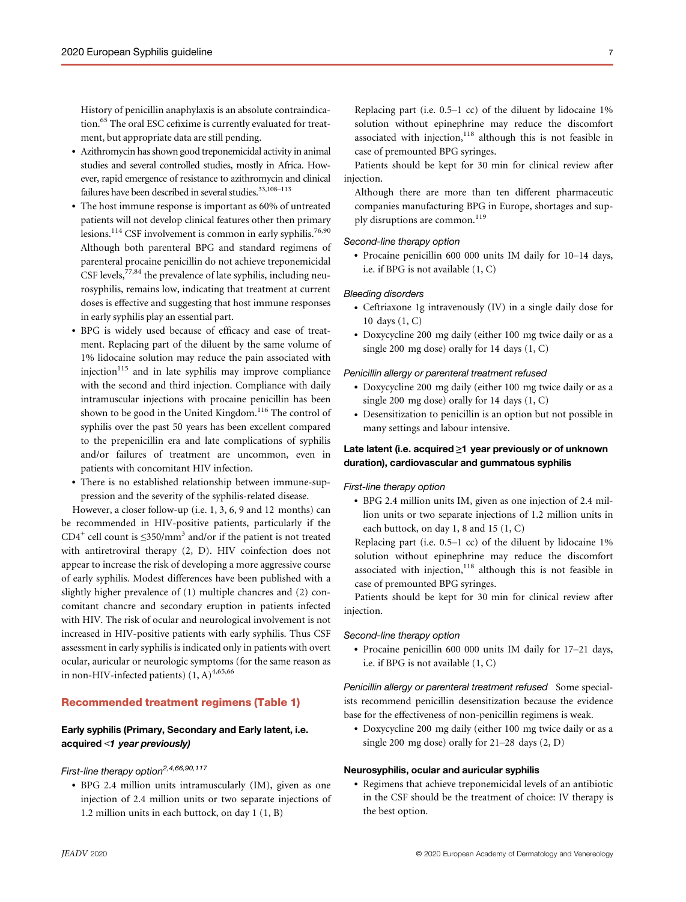History of penicillin anaphylaxis is an absolute contraindication.[65] The oral ESC cefixime is currently evaluated for treatment, but appropriate data are still pending.

- Azithromycin has shown good treponemicidal activity in animal studies and several controlled studies, mostly in Africa. However, rapid emergence of resistance to azithromycin and clinical failures have been described in several studies.[33,108–113]
- The host immune response is important as 60% of untreated patients will not develop clinical features other then primary lesions.[114] CSF involvement is common in early syphilis.[76,90] Although both parenteral BPG and standard regimens of parenteral procaine penicillin do not achieve treponemicidal CSF levels,[77,84] the prevalence of late syphilis, including neurosyphilis, remains low, indicating that treatment at current doses is effective and suggesting that host immune responses in early syphilis play an essential part.
- BPG is widely used because of efficacy and ease of treatment. Replacing part of the diluent by the same volume of 1% lidocaine solution may reduce the pain associated with injection[115] and in late syphilis may improve compliance with the second and third injection. Compliance with daily intramuscular injections with procaine penicillin has been shown to be good in the United Kingdom.[116] The control of syphilis over the past 50 years has been excellent compared to the prepenicillin era and late complications of syphilis and/or failures of treatment are uncommon, even in patients with concomitant HIV infection.
- There is no established relationship between immune-suppression and the severity of the syphilis-related disease.

However, a closer follow-up (i.e. 1, 3, 6, 9 and 12 months) can be recommended in HIV-positive patients, particularly if the $CD4^+$ cell count is $\leq 350/mm^3$ and/or if the patient is not treated with antiretroviral therapy (2, D). HIV coinfection does not appear to increase the risk of developing a more aggressive course of early syphilis. Modest differences have been published with a slightly higher prevalence of (1) multiple chancres and (2) concomitant chancre and secondary eruption in patients infected with HIV. The risk of ocular and neurological involvement is not increased in HIV-positive patients with early syphilis. Thus CSF assessment in early syphilis is indicated only in patients with overt ocular, auricular or neurologic symptoms (for the same reason as in non-HIV-infected patients) (1, A)[4,65,66]

## Recommended treatment regimens (Table 1)

### Early syphilis (Primary, Secondary and Early latent, i.e. acquired <*1 year previously)*

*First-line therapy option*[2,4,66,90,117]

- BPG 2.4 million units intramuscularly (IM), given as one injection of 2.4 million units or two separate injections of 1.2 million units in each buttock, on day 1 (1, B)

Replacing part (i.e. 0.5–1 cc) of the diluent by lidocaine 1% solution without epinephrine may reduce the discomfort associated with injection,[118] although this is not feasible in case of premounted BPG syringes.

Patients should be kept for 30 min for clinical review after injection.

Although there are more than ten different pharmaceutic companies manufacturing BPG in Europe, shortages and supply disruptions are common.[119]

*Second-line therapy option*

- Procaine penicillin 600 000 units IM daily for 10–14 days, i.e. if BPG is not available (1, C)

*Bleeding disorders*

- Ceftriaxone 1g intravenously (IV) in a single daily dose for 10 days (1, C)
- Doxycycline 200 mg daily (either 100 mg twice daily or as a single 200 mg dose) orally for 14 days (1, C)

*Penicillin allergy or parenteral treatment refused*

- Doxycycline 200 mg daily (either 100 mg twice daily or as a single 200 mg dose) orally for 14 days (1, C)
- Desensitization to penicillin is an option but not possible in many settings and labour intensive.

### Late latent (i.e. acquired ≥1 year previously or of unknown duration), cardiovascular and gummatous syphilis

*First-line therapy option*

- BPG 2.4 million units IM, given as one injection of 2.4 million units or two separate injections of 1.2 million units in each buttock, on day 1, 8 and 15 (1, C)

Replacing part (i.e. 0.5–1 cc) of the diluent by lidocaine 1% solution without epinephrine may reduce the discomfort associated with injection,[118] although this is not feasible in case of premounted BPG syringes.

Patients should be kept for 30 min for clinical review after injection.

*Second-line therapy option*

- Procaine penicillin 600 000 units IM daily for 17–21 days, i.e. if BPG is not available (1, C)

*Penicillin allergy or parenteral treatment refused* Some specialists recommend penicillin desensitization because the evidence base for the effectiveness of non-penicillin regimens is weak.

- Doxycycline 200 mg daily (either 100 mg twice daily or as a single 200 mg dose) orally for 21–28 days (2, D)

### Neurosyphilis, ocular and auricular syphilis

- Regimens that achieve treponemicidal levels of an antibiotic in the CSF should be the treatment of choice: IV therapy is the best option.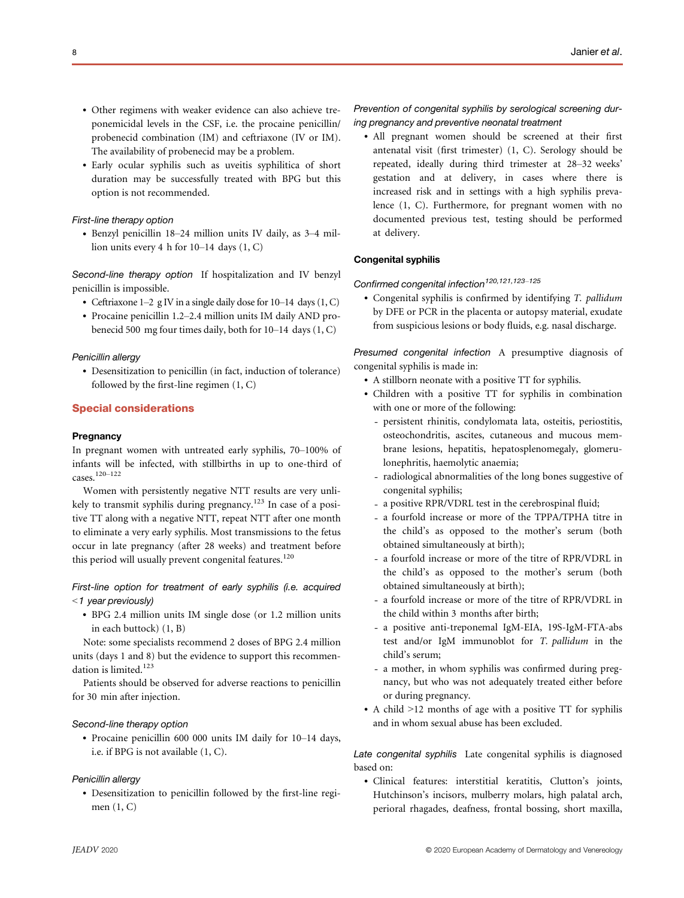- Other regimens with weaker evidence can also achieve treponemicidal levels in the CSF, i.e. the procaine penicillin/probenecid combination (IM) and ceftriaxone (IV or IM). The availability of probenecid may be a problem.
- Early ocular syphilis such as uveitis syphilitica of short duration may be successfully treated with BPG but this option is not recommended.

*First-line therapy option*

- Benzyl penicillin 18–24 million units IV daily, as 3–4 million units every 4 h for 10–14 days (1, C)

*Second-line therapy option* If hospitalization and IV benzyl penicillin is impossible.

- Ceftriaxone 1–2 g IV in a single daily dose for 10–14 days (1, C)
- Procaine penicillin 1.2–2.4 million units IM daily AND probenecid 500 mg four times daily, both for 10–14 days (1, C)

*Penicillin allergy*

- Desensitization to penicillin (in fact, induction of tolerance) followed by the first-line regimen (1, C)

## Special considerations

### Pregnancy

In pregnant women with untreated early syphilis, 70–100% of infants will be infected, with stillbirths in up to one-third of cases.[120–122]

Women with persistently negative NTT results are very unlikely to transmit syphilis during pregnancy.[123] In case of a positive TT along with a negative NTT, repeat NTT after one month to eliminate a very early syphilis. Most transmissions to the fetus occur in late pregnancy (after 28 weeks) and treatment before this period will usually prevent congenital features.[120]

*First-line option for treatment of early syphilis (i.e. acquired <1 year previously)*

- BPG 2.4 million units IM single dose (or 1.2 million units in each buttock) (1, B)

Note: some specialists recommend 2 doses of BPG 2.4 million units (days 1 and 8) but the evidence to support this recommendation is limited.[123]

Patients should be observed for adverse reactions to penicillin for 30 min after injection.

*Second-line therapy option*

- Procaine penicillin 600 000 units IM daily for 10–14 days, i.e. if BPG is not available (1, C).

*Penicillin allergy*

- Desensitization to penicillin followed by the first-line regimen (1, C)

*Prevention of congenital syphilis by serological screening during pregnancy and preventive neonatal treatment*

- All pregnant women should be screened at their first antenatal visit (first trimester) (1, C). Serology should be repeated, ideally during third trimester at 28–32 weeks' gestation and at delivery, in cases where there is increased risk and in settings with a high syphilis prevalence (1, C). Furthermore, for pregnant women with no documented previous test, testing should be performed at delivery.

### Congenital syphilis

*Confirmed congenital infection*[120,121,123–125]

- Congenital syphilis is confirmed by identifying *T. pallidum* by DFE or PCR in the placenta or autopsy material, exudate from suspicious lesions or body fluids, e.g. nasal discharge.

*Presumed congenital infection* A presumptive diagnosis of congenital syphilis is made in:

- A stillborn neonate with a positive TT for syphilis.
- Children with a positive TT for syphilis in combination with one or more of the following:
  - persistent rhinitis, condylomata lata, osteitis, periostitis, osteochondritis, ascites, cutaneous and mucous membrane lesions, hepatitis, hepatosplenomegaly, glomerulonephritis, haemolytic anaemia;
  - radiological abnormalities of the long bones suggestive of congenital syphilis;
  - a positive RPR/VDRL test in the cerebrospinal fluid;
  - a fourfold increase or more of the TPPA/TPHA titre in the child's as opposed to the mother's serum (both obtained simultaneously at birth);
  - a fourfold increase or more of the titre of RPR/VDRL in the child's as opposed to the mother's serum (both obtained simultaneously at birth);
  - a fourfold increase or more of the titre of RPR/VDRL in the child within 3 months after birth;
  - a positive anti-treponemal IgM-EIA, 19S-IgM-FTA-abs test and/or IgM immunoblot for *T. pallidum* in the child's serum;
  - a mother, in whom syphilis was confirmed during pregnancy, but who was not adequately treated either before or during pregnancy.
- A child >12 months of age with a positive TT for syphilis and in whom sexual abuse has been excluded.

*Late congenital syphilis* Late congenital syphilis is diagnosed based on:

- Clinical features: interstitial keratitis, Clutton's joints, Hutchinson's incisors, mulberry molars, high palatal arch, perioral rhagades, deafness, frontal bossing, short maxilla,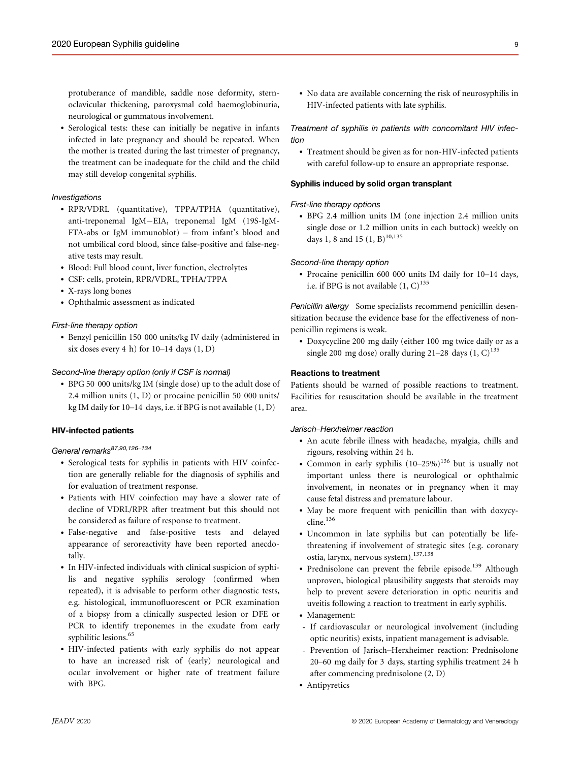protuberance of mandible, saddle nose deformity, sternoclavicular thickening, paroxysmal cold haemoglobinuria, neurological or gummatous involvement.

- Serological tests: these can initially be negative in infants infected in late pregnancy and should be repeated. When the mother is treated during the last trimester of pregnancy, the treatment can be inadequate for the child and the child may still develop congenital syphilis.

#### *Investigations*

- RPR/VDRL (quantitative), TPPA/TPHA (quantitative), anti-treponemal IgM−EIA, treponemal IgM (19S-IgM-FTA-abs or IgM immunoblot) – from infant's blood and not umbilical cord blood, since false-positive and false-negative tests may result.
- Blood: Full blood count, liver function, electrolytes
- CSF: cells, protein, RPR/VDRL, TPHA/TPPA
- X-rays long bones
- Ophthalmic assessment as indicated

#### *First-line therapy option*

- Benzyl penicillin 150 000 units/kg IV daily (administered in six doses every 4 h) for 10–14 days (1, D)

#### *Second-line therapy option (only if CSF is normal)*

- BPG 50 000 units/kg IM (single dose) up to the adult dose of 2.4 million units (1, D) or procaine penicillin 50 000 units/kg IM daily for 10–14 days, i.e. if BPG is not available (1, D)

### HIV-infected patients

#### *General remarks*[87,90,126–134]

- Serological tests for syphilis in patients with HIV coinfection are generally reliable for the diagnosis of syphilis and for evaluation of treatment response.
- Patients with HIV coinfection may have a slower rate of decline of VDRL/RPR after treatment but this should not be considered as failure of response to treatment.
- False-negative and false-positive tests and delayed appearance of seroreactivity have been reported anecdotally.
- In HIV-infected individuals with clinical suspicion of syphilis and negative syphilis serology (confirmed when repeated), it is advisable to perform other diagnostic tests, e.g. histological, immunofluorescent or PCR examination of a biopsy from a clinically suspected lesion or DFE or PCR to identify treponemes in the exudate from early syphilitic lesions.[65]
- HIV-infected patients with early syphilis do not appear to have an increased risk of (early) neurological and ocular involvement or higher rate of treatment failure with BPG.
- No data are available concerning the risk of neurosyphilis in HIV-infected patients with late syphilis.

#### *Treatment of syphilis in patients with concomitant HIV infection*

- Treatment should be given as for non-HIV-infected patients with careful follow-up to ensure an appropriate response.

### Syphilis induced by solid organ transplant

#### *First-line therapy options*

- BPG 2.4 million units IM (one injection 2.4 million units single dose or 1.2 million units in each buttock) weekly on days 1, 8 and 15 (1, B)[10,135]

#### *Second-line therapy option*

- Procaine penicillin 600 000 units IM daily for 10–14 days, i.e. if BPG is not available (1, C)[135]

*Penicillin allergy* Some specialists recommend penicillin desensitization because the evidence base for the effectiveness of non-penicillin regimens is weak.

- Doxycycline 200 mg daily (either 100 mg twice daily or as a single 200 mg dose) orally during 21–28 days (1, C)[135]

### Reactions to treatment

Patients should be warned of possible reactions to treatment. Facilities for resuscitation should be available in the treatment area.

#### *Jarisch–Herxheimer reaction*

- An acute febrile illness with headache, myalgia, chills and rigours, resolving within 24 h.
- Common in early syphilis (10–25%)[136] but is usually not important unless there is neurological or ophthalmic involvement, in neonates or in pregnancy when it may cause fetal distress and premature labour.
- May be more frequent with penicillin than with doxycycline.[136]
- Uncommon in late syphilis but can potentially be life-threatening if involvement of strategic sites (e.g. coronary ostia, larynx, nervous system).[137,138]
- Prednisolone can prevent the febrile episode.[139] Although unproven, biological plausibility suggests that steroids may help to prevent severe deterioration in optic neuritis and uveitis following a reaction to treatment in early syphilis.
- Management:
  - If cardiovascular or neurological involvement (including optic neuritis) exists, inpatient management is advisable.
  - Prevention of Jarisch–Herxheimer reaction: Prednisolone 20–60 mg daily for 3 days, starting syphilis treatment 24 h after commencing prednisolone (2, D)
- Antipyretics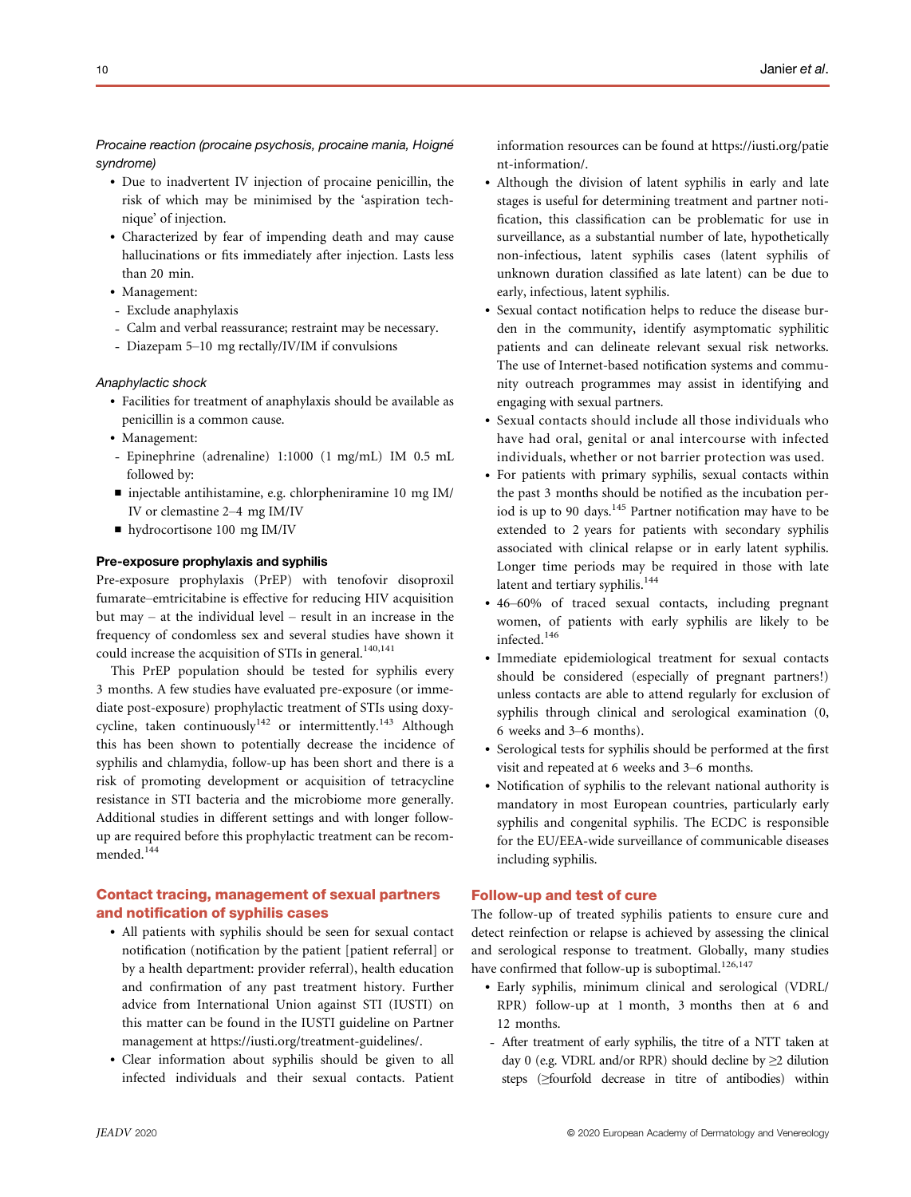*Procaine reaction (procaine psychosis, procaine mania, Hoigné syndrome)*

- Due to inadvertent IV injection of procaine penicillin, the risk of which may be minimised by the 'aspiration technique' of injection.
- Characterized by fear of impending death and may cause hallucinations or fits immediately after injection. Lasts less than 20 min.
- Management:
  - Exclude anaphylaxis
  - Calm and verbal reassurance; restraint may be necessary.
  - Diazepam 5–10 mg rectally/IV/IM if convulsions

*Anaphylactic shock*

- Facilities for treatment of anaphylaxis should be available as penicillin is a common cause.
- Management:
  - Epinephrine (adrenaline) 1:1000 (1 mg/mL) IM 0.5 mL followed by:
    - injectable antihistamine, e.g. chlorpheniramine 10 mg IM/IV or clemastine 2–4 mg IM/IV
    - hydrocortisone 100 mg IM/IV

**Pre-exposure prophylaxis and syphilis**

Pre-exposure prophylaxis (PrEP) with tenofovir disoproxil fumarate–emtricitabine is effective for reducing HIV acquisition but may – at the individual level – result in an increase in the frequency of condomless sex and several studies have shown it could increase the acquisition of STIs in general.[140,141]

This PrEP population should be tested for syphilis every 3 months. A few studies have evaluated pre-exposure (or immediate post-exposure) prophylactic treatment of STIs using doxycycline, taken continuously[142] or intermittently.[143] Although this has been shown to potentially decrease the incidence of syphilis and chlamydia, follow-up has been short and there is a risk of promoting development or acquisition of tetracycline resistance in STI bacteria and the microbiome more generally. Additional studies in different settings and with longer follow-up are required before this prophylactic treatment can be recommended.[144]

## Contact tracing, management of sexual partners and notification of syphilis cases

- All patients with syphilis should be seen for sexual contact notification (notification by the patient [patient referral] or by a health department: provider referral), health education and confirmation of any past treatment history. Further advice from International Union against STI (IUSTI) on this matter can be found in the IUSTI guideline on Partner management at https://iusti.org/treatment-guidelines/.
- Clear information about syphilis should be given to all infected individuals and their sexual contacts. Patient information resources can be found at https://iusti.org/patient-information/.
- Although the division of latent syphilis in early and late stages is useful for determining treatment and partner notification, this classification can be problematic for use in surveillance, as a substantial number of late, hypothetically non-infectious, latent syphilis cases (latent syphilis of unknown duration classified as late latent) can be due to early, infectious, latent syphilis.
- Sexual contact notification helps to reduce the disease burden in the community, identify asymptomatic syphilitic patients and can delineate relevant sexual risk networks. The use of Internet-based notification systems and community outreach programmes may assist in identifying and engaging with sexual partners.
- Sexual contacts should include all those individuals who have had oral, genital or anal intercourse with infected individuals, whether or not barrier protection was used.
- For patients with primary syphilis, sexual contacts within the past 3 months should be notified as the incubation period is up to 90 days.[145] Partner notification may have to be extended to 2 years for patients with secondary syphilis associated with clinical relapse or in early latent syphilis. Longer time periods may be required in those with late latent and tertiary syphilis.[144]
- 46–60% of traced sexual contacts, including pregnant women, of patients with early syphilis are likely to be infected.[146]
- Immediate epidemiological treatment for sexual contacts should be considered (especially of pregnant partners!) unless contacts are able to attend regularly for exclusion of syphilis through clinical and serological examination (0, 6 weeks and 3–6 months).
- Serological tests for syphilis should be performed at the first visit and repeated at 6 weeks and 3–6 months.
- Notification of syphilis to the relevant national authority is mandatory in most European countries, particularly early syphilis and congenital syphilis. The ECDC is responsible for the EU/EEA-wide surveillance of communicable diseases including syphilis.

## Follow-up and test of cure

The follow-up of treated syphilis patients to ensure cure and detect reinfection or relapse is achieved by assessing the clinical and serological response to treatment. Globally, many studies have confirmed that follow-up is suboptimal.[126,147]

- Early syphilis, minimum clinical and serological (VDRL/RPR) follow-up at 1 month, 3 months then at 6 and 12 months.
  - After treatment of early syphilis, the titre of a NTT taken at day 0 (e.g. VDRL and/or RPR) should decline by ≥2 dilution steps (≥fourfold decrease in titre of antibodies) within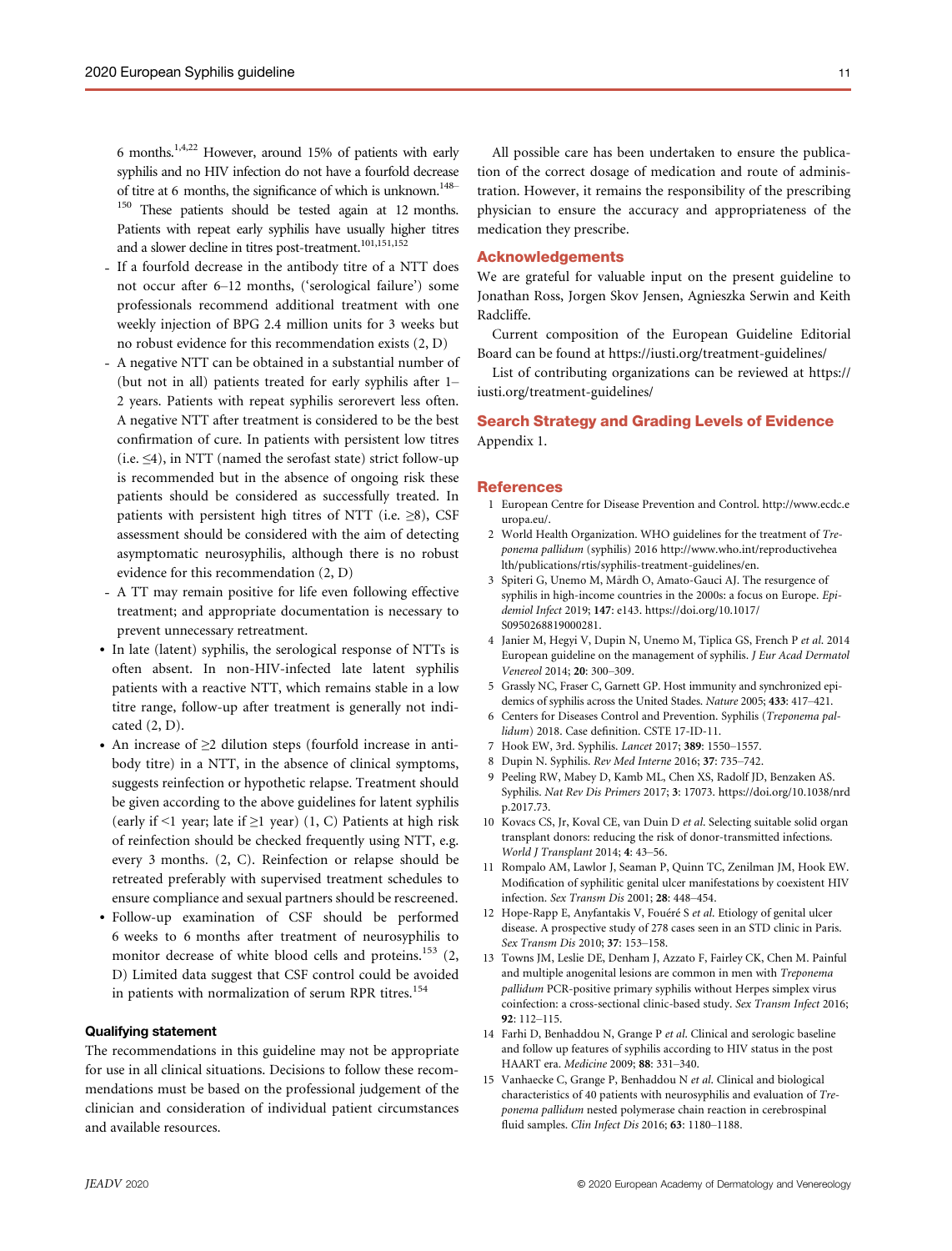6 months.[1,4,22] However, around 15% of patients with early syphilis and no HIV infection do not have a fourfold decrease of titre at 6 months, the significance of which is unknown.[148–150] These patients should be tested again at 12 months. Patients with repeat early syphilis have usually higher titres and a slower decline in titres post-treatment.[101,151,152]

- If a fourfold decrease in the antibody titre of a NTT does not occur after 6–12 months, ('serological failure') some professionals recommend additional treatment with one weekly injection of BPG 2.4 million units for 3 weeks but no robust evidence for this recommendation exists (2, D)
- A negative NTT can be obtained in a substantial number of (but not in all) patients treated for early syphilis after 1–2 years. Patients with repeat syphilis serorevert less often. A negative NTT after treatment is considered to be the best confirmation of cure. In patients with persistent low titres (i.e. ≤4), in NTT (named the serofast state) strict follow-up is recommended but in the absence of ongoing risk these patients should be considered as successfully treated. In patients with persistent high titres of NTT (i.e. ≥8), CSF assessment should be considered with the aim of detecting asymptomatic neurosyphilis, although there is no robust evidence for this recommendation (2, D)
- A TT may remain positive for life even following effective treatment; and appropriate documentation is necessary to prevent unnecessary retreatment.

• In late (latent) syphilis, the serological response of NTTs is often absent. In non-HIV-infected late latent syphilis patients with a reactive NTT, which remains stable in a low titre range, follow-up after treatment is generally not indicated (2, D).

• An increase of ≥2 dilution steps (fourfold increase in antibody titre) in a NTT, in the absence of clinical symptoms, suggests reinfection or hypothetic relapse. Treatment should be given according to the above guidelines for latent syphilis (early if <1 year; late if ≥1 year) (1, C) Patients at high risk of reinfection should be checked frequently using NTT, e.g. every 3 months. (2, C). Reinfection or relapse should be retreated preferably with supervised treatment schedules to ensure compliance and sexual partners should be rescreened.

• Follow-up examination of CSF should be performed 6 weeks to 6 months after treatment of neurosyphilis to monitor decrease of white blood cells and proteins.[153] (2, D) Limited data suggest that CSF control could be avoided in patients with normalization of serum RPR titres.[154]

#### Qualifying statement

The recommendations in this guideline may not be appropriate for use in all clinical situations. Decisions to follow these recommendations must be based on the professional judgement of the clinician and consideration of individual patient circumstances and available resources.

All possible care has been undertaken to ensure the publication of the correct dosage of medication and route of administration. However, it remains the responsibility of the prescribing physician to ensure the accuracy and appropriateness of the medication they prescribe.

## Acknowledgements

We are grateful for valuable input on the present guideline to Jonathan Ross, Jorgen Skov Jensen, Agnieszka Serwin and Keith Radcliffe.

Current composition of the European Guideline Editorial Board can be found at https://iusti.org/treatment-guidelines/

List of contributing organizations can be reviewed at https://iusti.org/treatment-guidelines/

## Search Strategy and Grading Levels of Evidence

Appendix 1.

## References

1 European Centre for Disease Prevention and Control. http://www.ecdc.europa.eu/.

2 World Health Organization. WHO guidelines for the treatment of *Treponema pallidum* (syphilis) 2016 http://www.who.int/reproductivehealth/publications/rtis/syphilis-treatment-guidelines/en.

3 Spiteri G, Unemo M, Mårdh O, Amato-Gauci AJ. The resurgence of syphilis in high-income countries in the 2000s: a focus on Europe. *Epidemiol Infect* 2019; **147**: e143. https://doi.org/10.1017/S0950268819000281.

4 Janier M, Hegyi V, Dupin N, Unemo M, Tiplica GS, French P *et al.* 2014 European guideline on the management of syphilis. *J Eur Acad Dermatol Venereol* 2014; **20**: 300–309.

5 Grassly NC, Fraser C, Garnett GP. Host immunity and synchronized epidemics of syphilis across the United Stades. *Nature* 2005; **433**: 417–421.

6 Centers for Diseases Control and Prevention. Syphilis (*Treponema pallidum*) 2018. Case definition. CSTE 17-ID-11.

7 Hook EW, 3rd. Syphilis. *Lancet* 2017; **389**: 1550–1557.

8 Dupin N. Syphilis. *Rev Med Interne* 2016; **37**: 735–742.

9 Peeling RW, Mabey D, Kamb ML, Chen XS, Radolf JD, Benzaken AS. Syphilis. *Nat Rev Dis Primers* 2017; **3**: 17073. https://doi.org/10.1038/nrdp.2017.73.

10 Kovacs CS, Jr, Koval CE, van Duin D *et al.* Selecting suitable solid organ transplant donors: reducing the risk of donor-transmitted infections. *World J Transplant* 2014; **4**: 43–56.

11 Rompalo AM, Lawlor J, Seaman P, Quinn TC, Zenilman JM, Hook EW. Modification of syphilitic genital ulcer manifestations by coexistent HIV infection. *Sex Transm Dis* 2001; **28**: 448–454.

12 Hope-Rapp E, Anyfantakis V, Fouéré S *et al.* Etiology of genital ulcer disease. A prospective study of 278 cases seen in an STD clinic in Paris. *Sex Transm Dis* 2010; **37**: 153–158.

13 Towns JM, Leslie DE, Denham J, Azzato F, Fairley CK, Chen M. Painful and multiple anogenital lesions are common in men with *Treponema pallidum* PCR-positive primary syphilis without Herpes simplex virus coinfection: a cross-sectional clinic-based study. *Sex Transm Infect* 2016; **92**: 112–115.

14 Farhi D, Benhaddou N, Grange P *et al.* Clinical and serologic baseline and follow up features of syphilis according to HIV status in the post HAART era. *Medicine* 2009; **88**: 331–340.

15 Vanhaecke C, Grange P, Benhaddou N *et al.* Clinical and biological characteristics of 40 patients with neurosyphilis and evaluation of *Treponema pallidum* nested polymerase chain reaction in cerebrospinal fluid samples. *Clin Infect Dis* 2016; **63**: 1180–1188.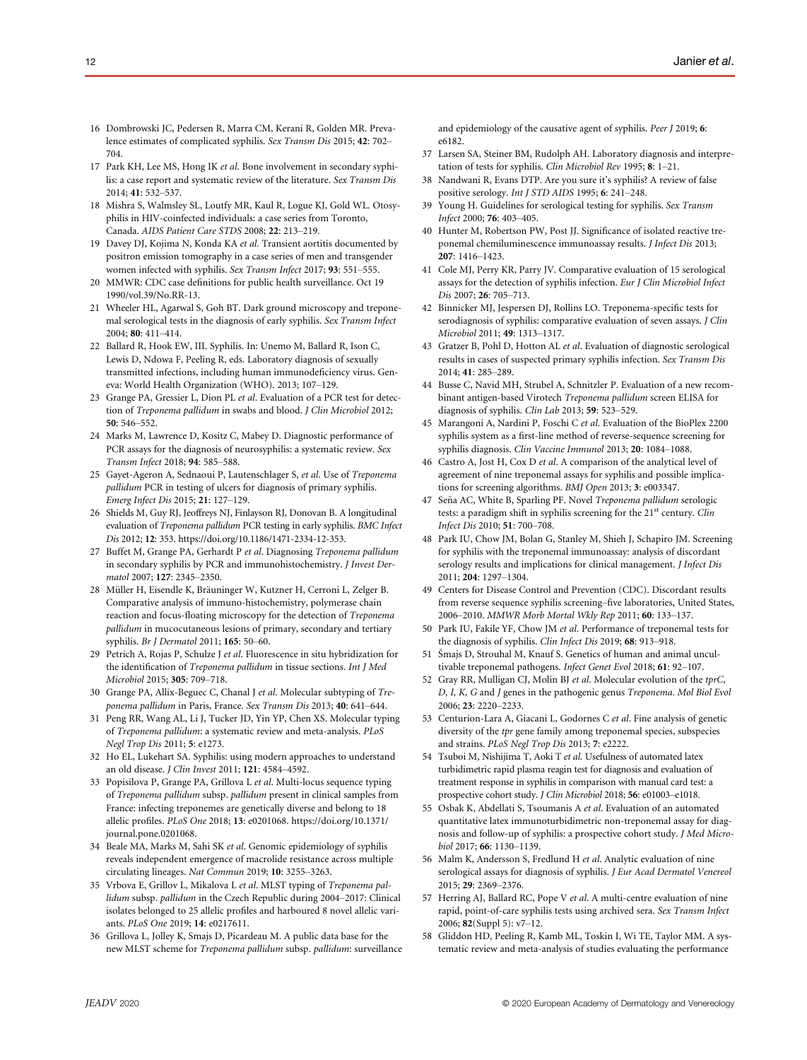16 Dombrowski JC, Pedersen R, Marra CM, Kerani R, Golden MR. Prevalence estimates of complicated syphilis. *Sex Transm Dis* 2015; **42**: 702–704.

17 Park KH, Lee MS, Hong IK *et al*. Bone involvement in secondary syphilis: a case report and systematic review of the literature. *Sex Transm Dis* 2014; **41**: 532–537.

18 Mishra S, Walmsley SL, Loutfy MR, Kaul R, Logue KJ, Gold WL. Otosyphilis in HIV-coinfected individuals: a case series from Toronto, Canada. *AIDS Patient Care STDS* 2008; **22**: 213–219.

19 Davey DJ, Kojima N, Konda KA *et al*. Transient aortitis documented by positron emission tomography in a case series of men and transgender women infected with syphilis. *Sex Transm Infect* 2017; **93**: 551–555.

20 MMWR: CDC case definitions for public health surveillance. Oct 19 1990/vol.39/No.RR-13.

21 Wheeler HL, Agarwal S, Goh BT. Dark ground microscopy and treponemal serological tests in the diagnosis of early syphilis. *Sex Transm Infect* 2004; **80**: 411–414.

22 Ballard R, Hook EW, III. Syphilis. In: Unemo M, Ballard R, Ison C, Lewis D, Ndowa F, Peeling R, eds. Laboratory diagnosis of sexually transmitted infections, including human immunodeficiency virus. Geneva: World Health Organization (WHO). 2013; 107–129.

23 Grange PA, Gressier L, Dion PL *et al*. Evaluation of a PCR test for detection of *Treponema pallidum* in swabs and blood. *J Clin Microbiol* 2012; **50**: 546–552.

24 Marks M, Lawrence D, Kositz C, Mabey D. Diagnostic performance of PCR assays for the diagnosis of neurosyphilis: a systematic review. *Sex Transm Infect* 2018; **94**: 585–588.

25 Gayet-Ageron A, Sednaoui P, Lautenschlager S, *et al*. Use of *Treponema pallidum* PCR in testing of ulcers for diagnosis of primary syphilis. *Emerg Infect Dis* 2015; **21**: 127–129.

26 Shields M, Guy RJ, Jeoffreys NJ, Finlayson RJ, Donovan B. A longitudinal evaluation of *Treponema pallidum* PCR testing in early syphilis. *BMC Infect Dis* 2012; **12**: 353. https://doi.org/10.1186/1471-2334-12-353.

27 Buffet M, Grange PA, Gerhardt P *et al*. Diagnosing *Treponema pallidum* in secondary syphilis by PCR and immunohistochemistry. *J Invest Dermatol* 2007; **127**: 2345–2350.

28 Müller H, Eisendle K, Bräuninger W, Kutzner H, Cerroni L, Zelger B. Comparative analysis of immuno-histochemistry, polymerase chain reaction and focus-floating microscopy for the detection of *Treponema pallidum* in mucocutaneous lesions of primary, secondary and tertiary syphilis. *Br J Dermatol* 2011; **165**: 50–60.

29 Petrich A, Rojas P, Schulze J *et al*. Fluorescence in situ hybridization for the identification of *Treponema pallidum* in tissue sections. *Int J Med Microbiol* 2015; **305**: 709–718.

30 Grange PA, Allix-Beguec C, Chanal J *et al*. Molecular subtyping of *Treponema pallidum* in Paris, France. *Sex Transm Dis* 2013; **40**: 641–644.

31 Peng RR, Wang AL, Li J, Tucker JD, Yin YP, Chen XS. Molecular typing of *Treponema pallidum*: a systematic review and meta-analysis. *PLoS Negl Trop Dis* 2011; **5**: e1273.

32 Ho EL, Lukehart SA. Syphilis: using modern approaches to understand an old disease. *J Clin Invest* 2011; **121**: 4584–4592.

33 Popisilova P, Grange PA, Grillova L *et al*. Multi-locus sequence typing of *Treponema pallidum* subsp. *pallidum* present in clinical samples from France: infecting treponemes are genetically diverse and belong to 18 allelic profiles. *PLoS One* 2018; **13**: e0201068. https://doi.org/10.1371/journal.pone.0201068.

34 Beale MA, Marks M, Sahi SK *et al*. Genomic epidemiology of syphilis reveals independent emergence of macrolide resistance across multiple circulating lineages. *Nat Commun* 2019; **10**: 3255–3263.

35 Vrbova E, Grillov L, Mikalova L *et al*. MLST typing of *Treponema pallidum* subsp. *pallidum* in the Czech Republic during 2004–2017: Clinical isolates belonged to 25 allelic profiles and harboured 8 novel allelic variants. *PLoS One* 2019; **14**: e0217611.

36 Grillova L, Jolley K, Smajs D, Picardeau M. A public data base for the new MLST scheme for *Treponema pallidum* subsp. *pallidum*: surveillance and epidemiology of the causative agent of syphilis. *Peer J* 2019; **6**: e6182.

37 Larsen SA, Steiner BM, Rudolph AH. Laboratory diagnosis and interpretation of tests for syphilis. *Clin Microbiol Rev* 1995; **8**: 1–21.

38 Nandwani R, Evans DTP. Are you sure it's syphilis? A review of false positive serology. *Int J STD AIDS* 1995; **6**: 241–248.

39 Young H. Guidelines for serological testing for syphilis. *Sex Transm Infect* 2000; **76**: 403–405.

40 Hunter M, Robertson PW, Post JJ. Significance of isolated reactive treponemal chemiluminescence immunoassay results. *J Infect Dis* 2013; **207**: 1416–1423.

41 Cole MJ, Perry KR, Parry JV. Comparative evaluation of 15 serological assays for the detection of syphilis infection. *Eur J Clin Microbiol Infect Dis* 2007; **26**: 705–713.

42 Binnicker MJ, Jespersen DJ, Rollins LO. Treponema-specific tests for serodiagnosis of syphilis: comparative evaluation of seven assays. *J Clin Microbiol* 2011; **49**: 1313–1317.

43 Gratzer B, Pohl D, Hotton AL *et al*. Evaluation of diagnostic serological results in cases of suspected primary syphilis infection. *Sex Transm Dis* 2014; **41**: 285–289.

44 Busse C, Navid MH, Strubel A, Schnitzler P. Evaluation of a new recombinant antigen-based Virotech *Treponema pallidum* screen ELISA for diagnosis of syphilis. *Clin Lab* 2013; **59**: 523–529.

45 Marangoni A, Nardini P, Foschi C *et al*. Evaluation of the BioPlex 2200 syphilis system as a first-line method of reverse-sequence screening for syphilis diagnosis. *Clin Vaccine Immunol* 2013; **20**: 1084–1088.

46 Castro A, Jost H, Cox D *et al*. A comparison of the analytical level of agreement of nine treponemal assays for syphilis and possible implications for screening algorithms. *BMJ Open* 2013; **3**: e003347.

47 Seña AC, White B, Sparling PF. Novel *Treponema pallidum* serologic tests: a paradigm shift in syphilis screening for the 21st century. *Clin Infect Dis* 2010; **51**: 700–708.

48 Park IU, Chow JM, Bolan G, Stanley M, Shieh J, Schapiro JM. Screening for syphilis with the treponemal immunoassay: analysis of discordant serology results and implications for clinical management. *J Infect Dis* 2011; **204**: 1297–1304.

49 Centers for Disease Control and Prevention (CDC). Discordant results from reverse sequence syphilis screening–five laboratories, United States, 2006–2010. *MMWR Morb Mortal Wkly Rep* 2011; **60**: 133–137.

50 Park IU, Fakile YF, Chow JM *et al*. Performance of treponemal tests for the diagnosis of syphilis. *Clin Infect Dis* 2019; **68**: 913–918.

51 Šmajs D, Strouhal M, Knauf S. Genetics of human and animal uncultivable treponemal pathogens. *Infect Genet Evol* 2018; **61**: 92–107.

52 Gray RR, Mulligan CJ, Molin BJ *et al*. Molecular evolution of the *tprC, D, I, K, G* and *J* genes in the pathogenic genus *Treponema*. *Mol Biol Evol* 2006; **23**: 2220–2233.

53 Centurion-Lara A, Giacani L, Godornes C *et al*. Fine analysis of genetic diversity of the *tpr* gene family among treponemal species, subspecies and strains. *PLoS Negl Trop Dis* 2013; **7**: e2222.

54 Tsuboi M, Nishijima T, Aoki T *et al*. Usefulness of automated latex turbidimetric rapid plasma reagin test for diagnosis and evaluation of treatment response in syphilis in comparison with manual card test: a prospective cohort study. *J Clin Microbiol* 2018; **56**: e01003–e1018.

55 Osbak K, Abdellati S, Tsoumanis A *et al*. Evaluation of an automated quantitative latex immunoturbidimetric non-treponemal assay for diagnosis and follow-up of syphilis: a prospective cohort study. *J Med Microbiol* 2017; **66**: 1130–1139.

56 Malm K, Andersson S, Fredlund H *et al*. Analytic evaluation of nine serological assays for diagnosis of syphilis. *J Eur Acad Dermatol Venereol* 2015; **29**: 2369–2376.

57 Herring AJ, Ballard RC, Pope V *et al*. A multi-centre evaluation of nine rapid, point-of-care syphilis tests using archived sera. *Sex Transm Infect* 2006; **82**(Suppl 5): v7–12.

58 Gliddon HD, Peeling R, Kamb ML, Toskin I, Wi TE, Taylor MM. A systematic review and meta-analysis of studies evaluating the performance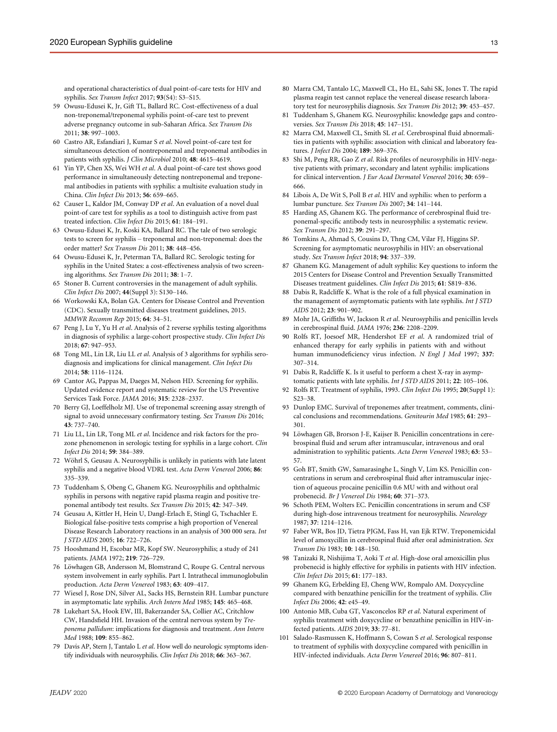and operational characteristics of dual point-of-care tests for HIV and syphilis. *Sex Transm Infect* 2017; **93**(S4): S3–S15.

59 Owusu-Edusei K, Jr, Gift TL, Ballard RC. Cost-effectiveness of a dual non-treponemal/treponemal syphilis point-of-care test to prevent adverse pregnancy outcome in sub-Saharan Africa. *Sex Transm Dis* 2011; **38**: 997–1003.

60 Castro AR, Esfandiari J, Kumar S *et al.* Novel point-of-care test for simultaneous detection of nontreponemal and treponemal antibodies in patients with syphilis. *J Clin Microbiol* 2010; **48**: 4615–4619.

61 Yin YP, Chen XS, Wei WH *et al.* A dual point-of-care test shows good performance in simultaneously detecting nontreponemal and treponemal antibodies in patients with syphilis: a multisite evaluation study in China. *Clin Infect Dis* 2013; **56**: 659–665.

62 Causer L, Kaldor JM, Conway DP *et al.* An evaluation of a novel dual point-of care test for syphilis as a tool to distinguish active from past treated infection. *Clin Infect Dis* 2015; **61**: 184–191.

63 Owusu-Edusei K, Jr, Koski KA, Ballard RC. The tale of two serologic tests to screen for syphilis – treponemal and non-treponemal: does the order matter? *Sex Transm Dis* 2011; **38**: 448–456.

64 Owusu-Edusei K, Jr, Peterman TA, Ballard RC. Serologic testing for syphilis in the United States: a cost-effectiveness analysis of two screening algorithms. *Sex Transm Dis* 2011; **38**: 1–7.

65 Stoner B. Current controversies in the management of adult syphilis. *Clin Infect Dis* 2007; **44**(Suppl 3): S130–146.

66 Workowski KA, Bolan GA. Centers for Disease Control and Prevention (CDC). Sexually transmitted diseases treatment guidelines, 2015. *MMWR Recomm Rep* 2015; **64**: 34–51.

67 Peng J, Lu Y, Yu H *et al.* Analysis of 2 reverse syphilis testing algorithms in diagnosis of syphilis: a large-cohort prospective study. *Clin Infect Dis* 2018; **67**: 947–953.

68 Tong ML, Lin LR, Liu LL *et al.* Analysis of 3 algorithms for syphilis serodiagnosis and implications for clinical management. *Clin Infect Dis* 2014; **58**: 1116–1124.

69 Cantor AG, Pappas M, Daeges M, Nelson HD. Screening for syphilis. Updated evidence report and systematic review for the US Preventive Services Task Force. *JAMA* 2016; **315**: 2328–2337.

70 Berry GJ, Loeffelholz MJ. Use of treponemal screening assay strength of signal to avoid unnecessary confirmatory testing. *Sex Transm Dis* 2016; **43**: 737–740.

71 Liu LL, Lin LR, Tong ML *et al.* Incidence and risk factors for the prozone phenomenon in serologic testing for syphilis in a large cohort. *Clin Infect Dis* 2014; **59**: 384–389.

72 Wöhrl S, Geusau A. Neurosyphilis is unlikely in patients with late latent syphilis and a negative blood VDRL test. *Acta Derm Venereol* 2006; **86**: 335–339.

73 Tuddenham S, Obeng C, Ghanem KG. Neurosyphilis and ophthalmic syphilis in persons with negative rapid plasma reagin and positive treponemal antibody test results. *Sex Transm Dis* 2015; **42**: 347–349.

74 Geusau A, Kittler H, Hein U, Dangl-Erlach E, Stingl G, Tschachler E. Biological false-positive tests comprise a high proportion of Venereal Disease Research Laboratory reactions in an analysis of 300 000 sera. *Int J STD AIDS* 2005; **16**: 722–726.

75 Hooshmand H, Escobar MR, Kopf SW. Neurosyphilis; a study of 241 patients. *JAMA* 1972; **219**: 726–729.

76 Löwhagen GB, Andersson M, Blomstrand C, Roupe G. Central nervous system involvement in early syphilis. Part I. Intrathecal immunoglobulin production. *Acta Derm Venereol* 1983; **63**: 409–417.

77 Wiesel J, Rose DN, Silver AL, Sacks HS, Bernstein RH. Lumbar puncture in asymptomatic late syphilis. *Arch Intern Med* 1985; **145**: 465–468.

78 Lukehart SA, Hook EW, III, Bakerzander SA, Collier AC, Critchlow CW, Handsfield HH. Invasion of the central nervous system by *Treponema pallidum*: implications for diagnosis and treatment. *Ann Intern Med* 1988; **109**: 855–862.

79 Davis AP, Stern J, Tantalo L *et al.* How well do neurologic symptoms identify individuals with neurosyphilis. *Clin Infect Dis* 2018; **66**: 363–367.

80 Marra CM, Tantalo LC, Maxwell CL, Ho EL, Sahi SK, Jones T. The rapid plasma reagin test cannot replace the venereal disease research laboratory test for neurosyphilis diagnosis. *Sex Transm Dis* 2012; **39**: 453–457.

81 Tuddenham S, Ghanem KG. Neurosyphilis: knowledge gaps and controversies. *Sex Transm Dis* 2018; **45**: 147–151.

82 Marra CM, Maxwell CL, Smith SL *et al.* Cerebrospinal fluid abnormalities in patients with syphilis: association with clinical and laboratory features. *J Infect Dis* 2004; **189**: 369–376.

83 Shi M, Peng RR, Gao Z *et al.* Risk profiles of neurosyphilis in HIV-negative patients with primary, secondary and latent syphilis: implications for clinical intervention. *J Eur Acad Dermatol Venereol* 2016; **30**: 659–666.

84 Libois A, De Wit S, Poll B *et al.* HIV and syphilis: when to perform a lumbar puncture. *Sex Transm Dis* 2007; **34**: 141–144.

85 Harding AS, Ghanem KG. The performance of cerebrospinal fluid treponemal-specific antibody tests in neurosyphilis: a systematic review. *Sex Transm Dis* 2012; **39**: 291–297.

86 Tomkins A, Ahmad S, Cousins D, Thng CM, Vilar FJ, Higgins SP. Screening for asymptomatic neurosyphilis in HIV: an observational study. *Sex Transm Infect* 2018; **94**: 337–339.

87 Ghanem KG. Management of adult syphilis: Key questions to inform the 2015 Centers for Disease Control and Prevention Sexually Transmitted Diseases treatment guidelines. *Clin Infect Dis* 2015; **61**: S819–836.

88 Dabis R, Radcliffe K. What is the role of a full physical examination in the management of asymptomatic patients with late syphilis. *Int J STD AIDS* 2012; **23**: 901–902.

89 Mohr JA, Griffiths W, Jackson R *et al.* Neurosyphilis and penicillin levels in cerebrospinal fluid. *JAMA* 1976; **236**: 2208–2209.

90 Rolfs RT, Joesoef MR, Hendershot EF *et al.* A randomized trial of enhanced therapy for early syphilis in patients with and without human immunodeficiency virus infection. *N Engl J Med* 1997; **337**: 307–314.

91 Dabis R, Radcliffe K. Is it useful to perform a chest X-ray in asymptomatic patients with late syphilis. *Int J STD AIDS* 2011; **22**: 105–106.

92 Rolfs RT. Treatment of syphilis, 1993. *Clin Infect Dis* 1995; **20**(Suppl 1): S23–38.

93 Dunlop EMC. Survival of treponemes after treatment, comments, clinical conclusions and recommendations. *Genitourin Med* 1985; **61**: 293–301.

94 Löwhagen GB, Brorson J-E, Kaijser B. Penicillin concentrations in cerebrospinal fluid and serum after intramuscular, intravenous and oral administration to syphilitic patients. *Acta Derm Venereol* 1983; **63**: 53–57.

95 Goh BT, Smith GW, Samarasinghe L, Singh V, Lim KS. Penicillin concentrations in serum and cerebrospinal fluid after intramuscular injection of aqueous procaine penicillin 0.6 MU with and without oral probenecid. *Br J Venereol Dis* 1984; **60**: 371–373.

96 Schoth PEM, Wolters EC. Penicillin concentrations in serum and CSF during high-dose intravenous treatment for neurosyphilis. *Neurology* 1987; **37**: 1214–1216.

97 Faber WR, Bos JD, Tietra PJGM, Fass H, van Ejk RTW. Treponemicidal level of amoxycillin in cerebrospinal fluid after oral administration. *Sex Transm Dis* 1983; **10**: 148–150.

98 Tanizaki R, Nishijima T, Aoki T *et al.* High-dose oral amoxicillin plus probenecid is highly effective for syphilis in patients with HIV infection. *Clin Infect Dis* 2015; **61**: 177–183.

99 Ghanem KG, Erbelding EJ, Cheng WW, Rompalo AM. Doxycycline compared with benzathine penicillin for the treatment of syphilis. *Clin Infect Dis* 2006; **42**: e45–49.

100 Antonio MB, Cuba GT, Vasconcelos RP *et al.* Natural experiment of syphilis treatment with doxycycline or benzathine penicillin in HIV-infected patients. *AIDS* 2019; **33**: 77–81.

101 Salado-Rasmussen K, Hoffmann S, Cowan S *et al.* Serological response to treatment of syphilis with doxycycline compared with penicillin in HIV-infected individuals. *Acta Derm Venereol* 2016; **96**: 807–811.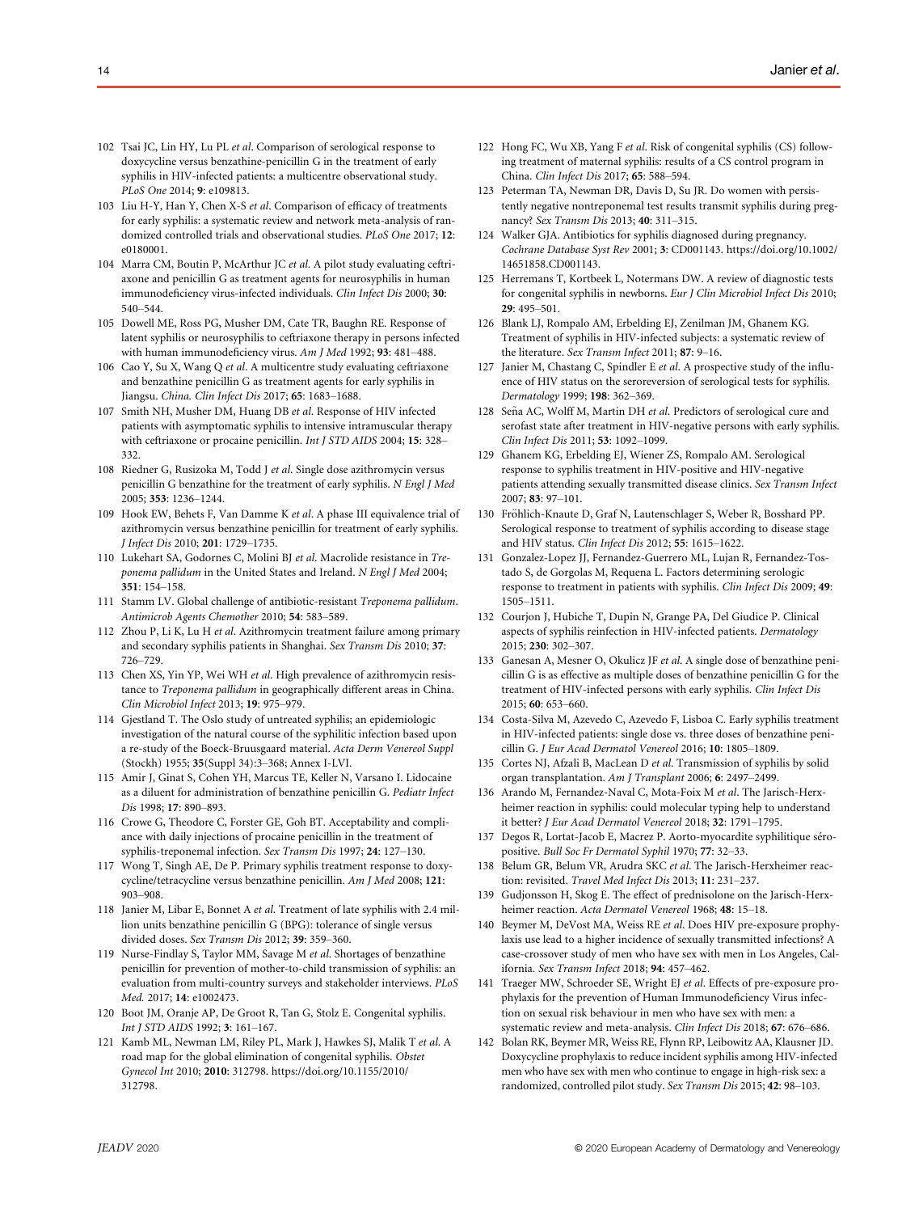102 Tsai JC, Lin HY, Lu PL *et al*. Comparison of serological response to doxycycline versus benzathine-penicillin G in the treatment of early syphilis in HIV-infected patients: a multicentre observational study. *PLoS One* 2014; **9**: e109813.

103 Liu H-Y, Han Y, Chen X-S *et al*. Comparison of efficacy of treatments for early syphilis: a systematic review and network meta-analysis of randomized controlled trials and observational studies. *PLoS One* 2017; **12**: e0180001.

104 Marra CM, Boutin P, McArthur JC *et al*. A pilot study evaluating ceftriaxone and penicillin G as treatment agents for neurosyphilis in human immunodeficiency virus-infected individuals. *Clin Infect Dis* 2000; **30**: 540–544.

105 Dowell ME, Ross PG, Musher DM, Cate TR, Baughn RE. Response of latent syphilis or neurosyphilis to ceftriaxone therapy in persons infected with human immunodeficiency virus. *Am J Med* 1992; **93**: 481–488.

106 Cao Y, Su X, Wang Q *et al*. A multicentre study evaluating ceftriaxone and benzathine penicillin G as treatment agents for early syphilis in Jiangsu. *China. Clin Infect Dis* 2017; **65**: 1683–1688.

107 Smith NH, Musher DM, Huang DB *et al*. Response of HIV infected patients with asymptomatic syphilis to intensive intramuscular therapy with ceftriaxone or procaine penicillin. *Int J STD AIDS* 2004; **15**: 328–332.

108 Riedner G, Rusizoka M, Todd J *et al*. Single dose azithromycin versus penicillin G benzathine for the treatment of early syphilis. *N Engl J Med* 2005; **353**: 1236–1244.

109 Hook EW, Behets F, Van Damme K *et al*. A phase III equivalence trial of azithromycin versus benzathine penicillin for treatment of early syphilis. *J Infect Dis* 2010; **201**: 1729–1735.

110 Lukehart SA, Godornes C, Molini BJ *et al*. Macrolide resistance in *Treponema pallidum* in the United States and Ireland. *N Engl J Med* 2004; **351**: 154–158.

111 Stamm LV. Global challenge of antibiotic-resistant *Treponema pallidum*. *Antimicrob Agents Chemother* 2010; **54**: 583–589.

112 Zhou P, Li K, Lu H *et al*. Azithromycin treatment failure among primary and secondary syphilis patients in Shanghai. *Sex Transm Dis* 2010; **37**: 726–729.

113 Chen XS, Yin YP, Wei WH *et al*. High prevalence of azithromycin resistance to *Treponema pallidum* in geographically different areas in China. *Clin Microbiol Infect* 2013; **19**: 975–979.

114 Gjestland T. The Oslo study of untreated syphilis; an epidemiologic investigation of the natural course of the syphilitic infection based upon a re-study of the Boeck-Bruusgaard material. *Acta Derm Venereol Suppl* (Stockh) 1955; **35**(Suppl 34):3–368; Annex I-LVI.

115 Amir J, Ginat S, Cohen YH, Marcus TE, Keller N, Varsano I. Lidocaine as a diluent for administration of benzathine penicillin G. *Pediatr Infect Dis* 1998; **17**: 890–893.

116 Crowe G, Theodore C, Forster GE, Goh BT. Acceptability and compliance with daily injections of procaine penicillin in the treatment of syphilis-treponemal infection. *Sex Transm Dis* 1997; **24**: 127–130.

117 Wong T, Singh AE, De P. Primary syphilis treatment response to doxycycline/tetracycline versus benzathine penicillin. *Am J Med* 2008; **121**: 903–908.

118 Janier M, Libar E, Bonnet A *et al*. Treatment of late syphilis with 2.4 million units benzathine penicillin G (BPG): tolerance of single versus divided doses. *Sex Transm Dis* 2012; **39**: 359–360.

119 Nurse-Findlay S, Taylor MM, Savage M *et al*. Shortages of benzathine penicillin for prevention of mother-to-child transmission of syphilis: an evaluation from multi-country surveys and stakeholder interviews. *PLoS Med.* 2017; **14**: e1002473.

120 Boot JM, Oranje AP, De Groot R, Tan G, Stolz E. Congenital syphilis. *Int J STD AIDS* 1992; **3**: 161–167.

121 Kamb ML, Newman LM, Riley PL, Mark J, Hawkes SJ, Malik T *et al*. A road map for the global elimination of congenital syphilis. *Obstet Gynecol Int* 2010; **2010**: 312798. https://doi.org/10.1155/2010/312798.

122 Hong FC, Wu XB, Yang F *et al*. Risk of congenital syphilis (CS) following treatment of maternal syphilis: results of a CS control program in China. *Clin Infect Dis* 2017; **65**: 588–594.

123 Peterman TA, Newman DR, Davis D, Su JR. Do women with persistently negative nontreponemal test results transmit syphilis during pregnancy? *Sex Transm Dis* 2013; **40**: 311–315.

124 Walker GJA. Antibiotics for syphilis diagnosed during pregnancy. *Cochrane Database Syst Rev* 2001; **3**: CD001143. https://doi.org/10.1002/14651858.CD001143.

125 Herremans T, Kortbeek L, Notermans DW. A review of diagnostic tests for congenital syphilis in newborns. *Eur J Clin Microbiol Infect Dis* 2010; **29**: 495–501.

126 Blank LJ, Rompalo AM, Erbelding EJ, Zenilman JM, Ghanem KG. Treatment of syphilis in HIV-infected subjects: a systematic review of the literature. *Sex Transm Infect* 2011; **87**: 9–16.

127 Janier M, Chastang C, Spindler E *et al*. A prospective study of the influence of HIV status on the seroreversion of serological tests for syphilis. *Dermatology* 1999; **198**: 362–369.

128 Seña AC, Wolff M, Martin DH *et al*. Predictors of serological cure and serofast state after treatment in HIV-negative persons with early syphilis. *Clin Infect Dis* 2011; **53**: 1092–1099.

129 Ghanem KG, Erbelding EJ, Wiener ZS, Rompalo AM. Serological response to syphilis treatment in HIV-positive and HIV-negative patients attending sexually transmitted disease clinics. *Sex Transm Infect* 2007; **83**: 97–101.

130 Fröhlich-Knaute D, Graf N, Lautenschlager S, Weber R, Bosshard PP. Serological response to treatment of syphilis according to disease stage and HIV status. *Clin Infect Dis* 2012; **55**: 1615–1622.

131 Gonzalez-Lopez JJ, Fernandez-Guerrero ML, Lujan R, Fernandez-Tostado S, de Gorgolas M, Requena L. Factors determining serologic response to treatment in patients with syphilis. *Clin Infect Dis* 2009; **49**: 1505–1511.

132 Courjon J, Hubiche T, Dupin N, Grange PA, Del Giudice P. Clinical aspects of syphilis reinfection in HIV-infected patients. *Dermatology* 2015; **230**: 302–307.

133 Ganesan A, Mesner O, Okulicz JF *et al*. A single dose of benzathine penicillin G is as effective as multiple doses of benzathine penicillin G for the treatment of HIV-infected persons with early syphilis. *Clin Infect Dis* 2015; **60**: 653–660.

134 Costa-Silva M, Azevedo C, Azevedo F, Lisboa C. Early syphilis treatment in HIV-infected patients: single dose vs. three doses of benzathine penicillin G. *J Eur Acad Dermatol Venereol* 2016; **10**: 1805–1809.

135 Cortes NJ, Afzali B, MacLean D *et al*. Transmission of syphilis by solid organ transplantation. *Am J Transplant* 2006; **6**: 2497–2499.

136 Arando M, Fernandez-Naval C, Mota-Foix M *et al*. The Jarisch-Herxheimer reaction in syphilis: could molecular typing help to understand it better? *J Eur Acad Dermatol Venereol* 2018; **32**: 1791–1795.

137 Degos R, Lortat-Jacob E, Macrez P. Aorto-myocardite syphilitique séropositive. *Bull Soc Fr Dermatol Syphil* 1970; **77**: 32–33.

138 Belum GR, Belum VR, Arudra SKC *et al*. The Jarisch-Herxheimer reaction: revisited. *Travel Med Infect Dis* 2013; **11**: 231–237.

139 Gudjonsson H, Skog E. The effect of prednisolone on the Jarisch-Herxheimer reaction. *Acta Dermatol Venereol* 1968; **48**: 15–18.

140 Beymer M, DeVost MA, Weiss RE *et al*. Does HIV pre-exposure prophylaxis use lead to a higher incidence of sexually transmitted infections? A case-crossover study of men who have sex with men in Los Angeles, California. *Sex Transm Infect* 2018; **94**: 457–462.

141 Traeger MW, Schroeder SE, Wright EJ *et al*. Effects of pre-exposure prophylaxis for the prevention of Human Immunodeficiency Virus infection on sexual risk behaviour in men who have sex with men: a systematic review and meta-analysis. *Clin Infect Dis* 2018; **67**: 676–686.

142 Bolan RK, Beymer MR, Weiss RE, Flynn RP, Leibowitz AA, Klausner JD. Doxycycline prophylaxis to reduce incident syphilis among HIV-infected men who have sex with men who continue to engage in high-risk sex: a randomized, controlled pilot study. *Sex Transm Dis* 2015; **42**: 98–103.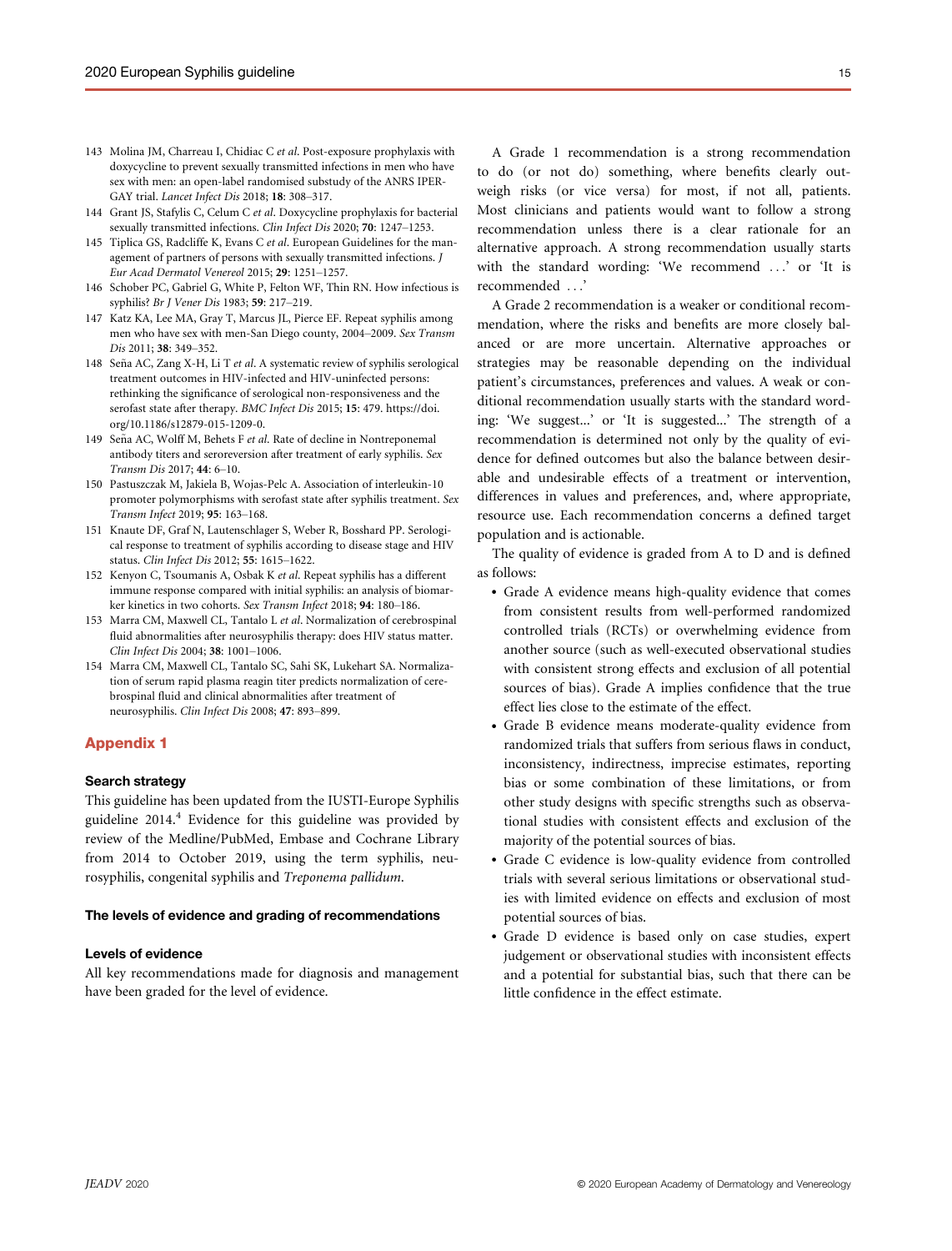143 Molina JM, Charreau I, Chidiac C *et al*. Post-exposure prophylaxis with doxycycline to prevent sexually transmitted infections in men who have sex with men: an open-label randomised substudy of the ANRS IPERGAY trial. *Lancet Infect Dis* 2018; **18**: 308–317.

144 Grant JS, Stafylis C, Celum C *et al*. Doxycycline prophylaxis for bacterial sexually transmitted infections. *Clin Infect Dis* 2020; **70**: 1247–1253.

145 Tiplica GS, Radcliffe K, Evans C *et al*. European Guidelines for the management of partners of persons with sexually transmitted infections. *J Eur Acad Dermatol Venereol* 2015; **29**: 1251–1257.

146 Schober PC, Gabriel G, White P, Felton WF, Thin RN. How infectious is syphilis? *Br J Vener Dis* 1983; **59**: 217–219.

147 Katz KA, Lee MA, Gray T, Marcus JL, Pierce EF. Repeat syphilis among men who have sex with men-San Diego county, 2004–2009. *Sex Transm Dis* 2011; **38**: 349–352.

148 Seña AC, Zang X-H, Li T *et al*. A systematic review of syphilis serological treatment outcomes in HIV-infected and HIV-uninfected persons: rethinking the significance of serological non-responsiveness and the serofast state after therapy. *BMC Infect Dis* 2015; **15**: 479. https://doi.org/10.1186/s12879-015-1209-0.

149 Seña AC, Wolff M, Behets F *et al*. Rate of decline in Nontreponemal antibody titers and seroreversion after treatment of early syphilis. *Sex Transm Dis* 2017; **44**: 6–10.

150 Pastuszczak M, Jakiela B, Wojas-Pelc A. Association of interleukin-10 promoter polymorphisms with serofast state after syphilis treatment. *Sex Transm Infect* 2019; **95**: 163–168.

151 Knaute DF, Graf N, Lautenschlager S, Weber R, Bosshard PP. Serological response to treatment of syphilis according to disease stage and HIV status. *Clin Infect Dis* 2012; **55**: 1615–1622.

152 Kenyon C, Tsoumanis A, Osbak K *et al*. Repeat syphilis has a different immune response compared with initial syphilis: an analysis of biomarker kinetics in two cohorts. *Sex Transm Infect* 2018; **94**: 180–186.

153 Marra CM, Maxwell CL, Tantalo L *et al*. Normalization of cerebrospinal fluid abnormalities after neurosyphilis therapy: does HIV status matter. *Clin Infect Dis* 2004; **38**: 1001–1006.

154 Marra CM, Maxwell CL, Tantalo SC, Sahi SK, Lukehart SA. Normalization of serum rapid plasma reagin titer predicts normalization of cerebrospinal fluid and clinical abnormalities after treatment of neurosyphilis. *Clin Infect Dis* 2008; **47**: 893–899.

## Appendix 1

### Search strategy

This guideline has been updated from the IUSTI-Europe Syphilis guideline 2014.[4] Evidence for this guideline was provided by review of the Medline/PubMed, Embase and Cochrane Library from 2014 to October 2019, using the term syphilis, neurosyphilis, congenital syphilis and *Treponema pallidum*.

### The levels of evidence and grading of recommendations

#### Levels of evidence

All key recommendations made for diagnosis and management have been graded for the level of evidence.

A Grade 1 recommendation is a strong recommendation to do (or not do) something, where benefits clearly outweigh risks (or vice versa) for most, if not all, patients. Most clinicians and patients would want to follow a strong recommendation unless there is a clear rationale for an alternative approach. A strong recommendation usually starts with the standard wording: 'We recommend ...' or 'It is recommended ...'

A Grade 2 recommendation is a weaker or conditional recommendation, where the risks and benefits are more closely balanced or are more uncertain. Alternative approaches or strategies may be reasonable depending on the individual patient's circumstances, preferences and values. A weak or conditional recommendation usually starts with the standard wording: 'We suggest...' or 'It is suggested...' The strength of a recommendation is determined not only by the quality of evidence for defined outcomes but also the balance between desirable and undesirable effects of a treatment or intervention, differences in values and preferences, and, where appropriate, resource use. Each recommendation concerns a defined target population and is actionable.

The quality of evidence is graded from A to D and is defined as follows:

- Grade A evidence means high-quality evidence that comes from consistent results from well-performed randomized controlled trials (RCTs) or overwhelming evidence from another source (such as well-executed observational studies with consistent strong effects and exclusion of all potential sources of bias). Grade A implies confidence that the true effect lies close to the estimate of the effect.
- Grade B evidence means moderate-quality evidence from randomized trials that suffers from serious flaws in conduct, inconsistency, indirectness, imprecise estimates, reporting bias or some combination of these limitations, or from other study designs with specific strengths such as observational studies with consistent effects and exclusion of the majority of the potential sources of bias.
- Grade C evidence is low-quality evidence from controlled trials with several serious limitations or observational studies with limited evidence on effects and exclusion of most potential sources of bias.
- Grade D evidence is based only on case studies, expert judgement or observational studies with inconsistent effects and a potential for substantial bias, such that there can be little confidence in the effect estimate.